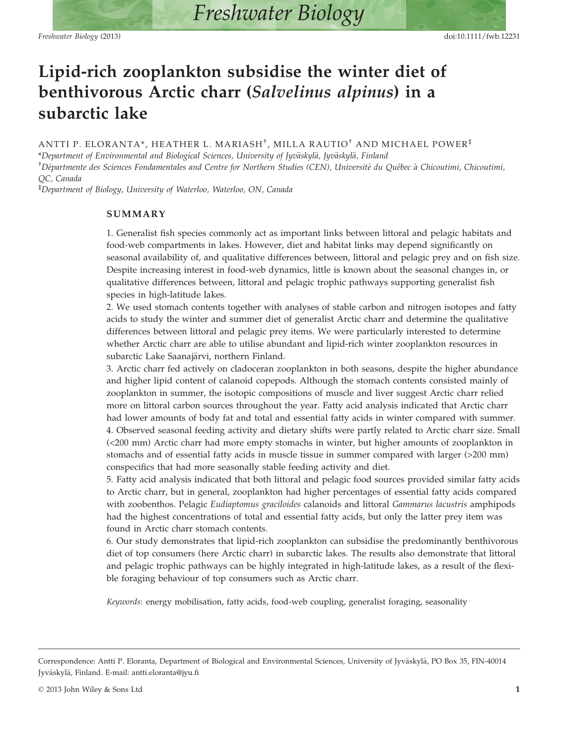# Lipid-rich zooplankton subsidise the winter diet of benthivorous Arctic charr (*Salvelinus alpinus*) in a subarctic lake

ANTTI P. ELORANTA*, HEATHER L. MARIASH[†], MILLA RAUTIO[†] AND MICHAEL POWER[‡]

*Department of Environmental and Biological Sciences, University of Jyväskylä, Jyväskylä, Finland

[†]Départmente des Sciences Fondamentales and Centre for Northern Studies (CEN), Université du Québec à Chicoutimi, Chicoutimi, QC, Canada

[‡]Department of Biology, University of Waterloo, Waterloo, ON, Canada

## SUMMARY

1. Generalist fish species commonly act as important links between littoral and pelagic habitats and food-web compartments in lakes. However, diet and habitat links may depend significantly on seasonal availability of, and qualitative differences between, littoral and pelagic prey and on fish size. Despite increasing interest in food-web dynamics, little is known about the seasonal changes in, or qualitative differences between, littoral and pelagic trophic pathways supporting generalist fish species in high-latitude lakes.
2. We used stomach contents together with analyses of stable carbon and nitrogen isotopes and fatty acids to study the winter and summer diet of generalist Arctic charr and determine the qualitative differences between littoral and pelagic prey items. We were particularly interested to determine whether Arctic charr are able to utilise abundant and lipid-rich winter zooplankton resources in subarctic Lake Saanajärvi, northern Finland.
3. Arctic charr fed actively on cladoceran zooplankton in both seasons, despite the higher abundance and higher lipid content of calanoid copepods. Although the stomach contents consisted mainly of zooplankton in summer, the isotopic compositions of muscle and liver suggest Arctic charr relied more on littoral carbon sources throughout the year. Fatty acid analysis indicated that Arctic charr had lower amounts of body fat and total and essential fatty acids in winter compared with summer.
4. Observed seasonal feeding activity and dietary shifts were partly related to Arctic charr size. Small (<200 mm) Arctic charr had more empty stomachs in winter, but higher amounts of zooplankton in stomachs and of essential fatty acids in muscle tissue in summer compared with larger (>200 mm) conspecifics that had more seasonally stable feeding activity and diet.
5. Fatty acid analysis indicated that both littoral and pelagic food sources provided similar fatty acids to Arctic charr, but in general, zooplankton had higher percentages of essential fatty acids compared with zoobenthos. Pelagic *Eudiaptomus graciloides* calanoids and littoral *Gammarus lacustris* amphipods had the highest concentrations of total and essential fatty acids, but only the latter prey item was found in Arctic charr stomach contents.
6. Our study demonstrates that lipid-rich zooplankton can subsidise the predominantly benthivorous diet of top consumers (here Arctic charr) in subarctic lakes. The results also demonstrate that littoral and pelagic trophic pathways can be highly integrated in high-latitude lakes, as a result of the flexible foraging behaviour of top consumers such as Arctic charr.

*Keywords*: energy mobilisation, fatty acids, food-web coupling, generalist foraging, seasonality

---

Correspondence: Antti P. Eloranta, Department of Biological and Environmental Sciences, University of Jyväskylä, PO Box 35, FIN-40014 Jyväskylä, Finland. E-mail: antti.eloranta@jyu.fi

© 2013 John Wiley & Sons Ltd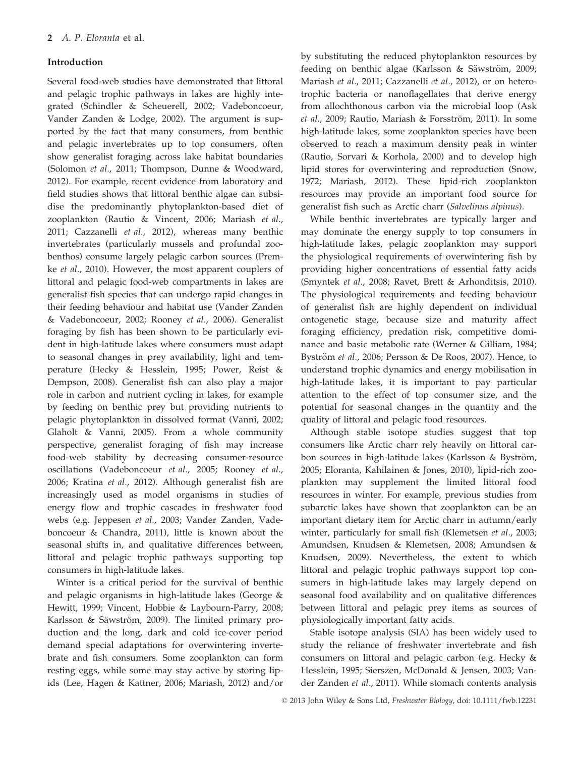## Introduction

Several food-web studies have demonstrated that littoral and pelagic trophic pathways in lakes are highly integrated (Schindler & Scheuerell, 2002; Vadeboncoeur, Vander Zanden & Lodge, 2002). The argument is supported by the fact that many consumers, from benthic and pelagic invertebrates up to top consumers, often show generalist foraging across lake habitat boundaries (Solomon *et al*., 2011; Thompson, Dunne & Woodward, 2012). For example, recent evidence from laboratory and field studies shows that littoral benthic algae can subsidise the predominantly phytoplankton-based diet of zooplankton (Rautio & Vincent, 2006; Mariash *et al*., 2011; Cazzanelli *et al*., 2012), whereas many benthic invertebrates (particularly mussels and profundal zoobenthos) consume largely pelagic carbon sources (Premke *et al*., 2010). However, the most apparent couplers of littoral and pelagic food-web compartments in lakes are generalist fish species that can undergo rapid changes in their feeding behaviour and habitat use (Vander Zanden & Vadeboncoeur, 2002; Rooney *et al*., 2006). Generalist foraging by fish has been shown to be particularly evident in high-latitude lakes where consumers must adapt to seasonal changes in prey availability, light and temperature (Hecky & Hesslein, 1995; Power, Reist & Dempson, 2008). Generalist fish can also play a major role in carbon and nutrient cycling in lakes, for example by feeding on benthic prey but providing nutrients to pelagic phytoplankton in dissolved format (Vanni, 2002; Glaholt & Vanni, 2005). From a whole community perspective, generalist foraging of fish may increase food-web stability by decreasing consumer-resource oscillations (Vadeboncoeur *et al*., 2005; Rooney *et al*., 2006; Kratina *et al*., 2012). Although generalist fish are increasingly used as model organisms in studies of energy flow and trophic cascades in freshwater food webs (e.g. Jeppesen *et al*., 2003; Vander Zanden, Vadeboncoeur & Chandra, 2011), little is known about the seasonal shifts in, and qualitative differences between, littoral and pelagic trophic pathways supporting top consumers in high-latitude lakes.

Winter is a critical period for the survival of benthic and pelagic organisms in high-latitude lakes (George & Hewitt, 1999; Vincent, Hobbie & Laybourn-Parry, 2008; Karlsson & Säwström, 2009). The limited primary production and the long, dark and cold ice-cover period demand special adaptations for overwintering invertebrate and fish consumers. Some zooplankton can form resting eggs, while some may stay active by storing lipids (Lee, Hagen & Kattner, 2006; Mariash, 2012) and/or by substituting the reduced phytoplankton resources by feeding on benthic algae (Karlsson & Säwström, 2009; Mariash *et al*., 2011; Cazzanelli *et al*., 2012), or on heterotrophic bacteria or nanoflagellates that derive energy from allochthonous carbon via the microbial loop (Ask *et al*., 2009; Rautio, Mariash & Forsström, 2011). In some high-latitude lakes, some zooplankton species have been observed to reach a maximum density peak in winter (Rautio, Sorvari & Korhola, 2000) and to develop high lipid stores for overwintering and reproduction (Snow, 1972; Mariash, 2012). These lipid-rich zooplankton resources may provide an important food source for generalist fish such as Arctic charr (*Salvelinus alpinus*).

While benthic invertebrates are typically larger and may dominate the energy supply to top consumers in high-latitude lakes, pelagic zooplankton may support the physiological requirements of overwintering fish by providing higher concentrations of essential fatty acids (Smyntek *et al*., 2008; Ravet, Brett & Arhonditsis, 2010). The physiological requirements and feeding behaviour of generalist fish are highly dependent on individual ontogenetic stage, because size and maturity affect foraging efficiency, predation risk, competitive dominance and basic metabolic rate (Werner & Gilliam, 1984; Byström *et al*., 2006; Persson & De Roos, 2007). Hence, to understand trophic dynamics and energy mobilisation in high-latitude lakes, it is important to pay particular attention to the effect of top consumer size, and the potential for seasonal changes in the quantity and the quality of littoral and pelagic food resources.

Although stable isotope studies suggest that top consumers like Arctic charr rely heavily on littoral carbon sources in high-latitude lakes (Karlsson & Byström, 2005; Eloranta, Kahilainen & Jones, 2010), lipid-rich zooplankton may supplement the limited littoral food resources in winter. For example, previous studies from subarctic lakes have shown that zooplankton can be an important dietary item for Arctic charr in autumn/early winter, particularly for small fish (Klemetsen *et al*., 2003; Amundsen, Knudsen & Klemetsen, 2008; Amundsen & Knudsen, 2009). Nevertheless, the extent to which littoral and pelagic trophic pathways support top consumers in high-latitude lakes may largely depend on seasonal food availability and on qualitative differences between littoral and pelagic prey items as sources of physiologically important fatty acids.

Stable isotope analysis (SIA) has been widely used to study the reliance of freshwater invertebrate and fish consumers on littoral and pelagic carbon (e.g. Hecky & Hesslein, 1995; Sierszen, McDonald & Jensen, 2003; Vander Zanden *et al*., 2011). While stomach contents analysis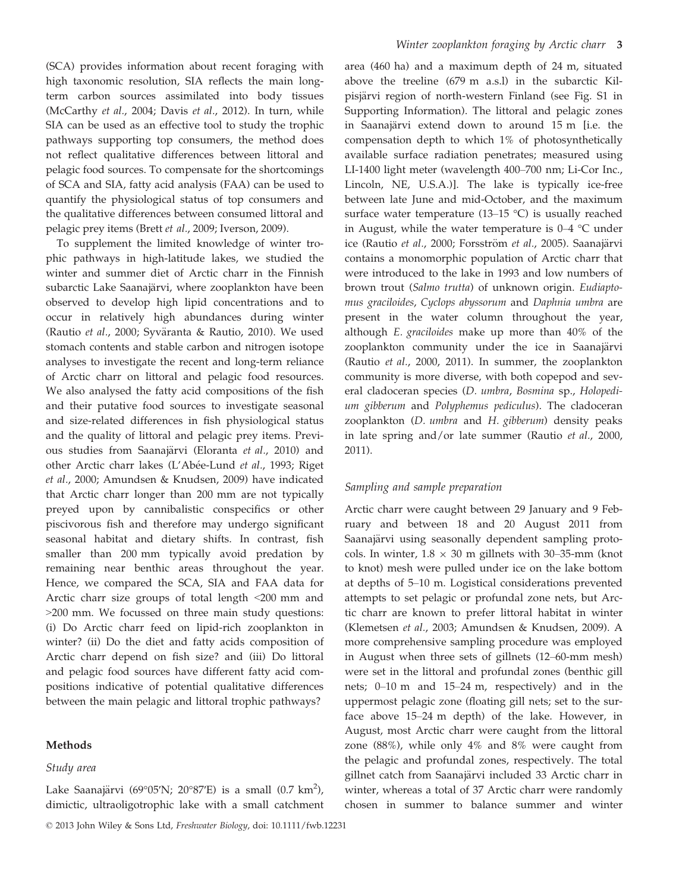(SCA) provides information about recent foraging with high taxonomic resolution, SIA reflects the main long-term carbon sources assimilated into body tissues (McCarthy *et al.*, 2004; Davis *et al.*, 2012). In turn, while SIA can be used as an effective tool to study the trophic pathways supporting top consumers, the method does not reflect qualitative differences between littoral and pelagic food sources. To compensate for the shortcomings of SCA and SIA, fatty acid analysis (FAA) can be used to quantify the physiological status of top consumers and the qualitative differences between consumed littoral and pelagic prey items (Brett *et al.*, 2009; Iverson, 2009).

To supplement the limited knowledge of winter trophic pathways in high-latitude lakes, we studied the winter and summer diet of Arctic charr in the Finnish subarctic Lake Saanajärvi, where zooplankton have been observed to develop high lipid concentrations and to occur in relatively high abundances during winter (Rautio *et al.*, 2000; Syväranta & Rautio, 2010). We used stomach contents and stable carbon and nitrogen isotope analyses to investigate the recent and long-term reliance of Arctic charr on littoral and pelagic food resources. We also analysed the fatty acid compositions of the fish and their putative food sources to investigate seasonal and size-related differences in fish physiological status and the quality of littoral and pelagic prey items. Previous studies from Saanajärvi (Eloranta *et al.*, 2010) and other Arctic charr lakes (L'Abée-Lund *et al.*, 1993; Riget *et al.*, 2000; Amundsen & Knudsen, 2009) have indicated that Arctic charr longer than 200 mm are not typically preyed upon by cannibalistic conspecifics or other piscivorous fish and therefore may undergo significant seasonal habitat and dietary shifts. In contrast, fish smaller than 200 mm typically avoid predation by remaining near benthic areas throughout the year. Hence, we compared the SCA, SIA and FAA data for Arctic charr size groups of total length <200 mm and >200 mm. We focussed on three main study questions: (i) Do Arctic charr feed on lipid-rich zooplankton in winter? (ii) Do the diet and fatty acids composition of Arctic charr depend on fish size? and (iii) Do littoral and pelagic food sources have different fatty acid compositions indicative of potential qualitative differences between the main pelagic and littoral trophic pathways?

## Methods

### Study area

Lake Saanajärvi (69°05′N; 20°87′E) is a small (0.7 km$^2$), dimictic, ultraoligotrophic lake with a small catchment area (460 ha) and a maximum depth of 24 m, situated above the treeline (679 m a.s.l) in the subarctic Kilpisjärvi region of north-western Finland (see Fig. S1 in Supporting Information). The littoral and pelagic zones in Saanajärvi extend down to around 15 m [i.e. the compensation depth to which 1% of photosynthetically available surface radiation penetrates; measured using LI-1400 light meter (wavelength 400–700 nm; Li-Cor Inc., Lincoln, NE, U.S.A.)]. The lake is typically ice-free between late June and mid-October, and the maximum surface water temperature (13–15 °C) is usually reached in August, while the water temperature is 0–4 °C under ice (Rautio *et al.*, 2000; Forsström *et al.*, 2005). Saanajärvi contains a monomorphic population of Arctic charr that were introduced to the lake in 1993 and low numbers of brown trout (*Salmo trutta*) of unknown origin. *Eudiaptomus graciloides*, *Cyclops abyssorum* and *Daphnia umbra* are present in the water column throughout the year, although *E. graciloides* make up more than 40% of the zooplankton community under the ice in Saanajärvi (Rautio *et al.*, 2000, 2011). In summer, the zooplankton community is more diverse, with both copepod and several cladoceran species (*D. umbra*, *Bosmina* sp., *Holopedium gibberum* and *Polyphemus pediculus*). The cladoceran zooplankton (*D. umbra* and *H. gibberum*) density peaks in late spring and/or late summer (Rautio *et al.*, 2000, 2011).

### Sampling and sample preparation

Arctic charr were caught between 29 January and 9 February and between 18 and 20 August 2011 from Saanajärvi using seasonally dependent sampling protocols. In winter, 1.8 × 30 m gillnets with 30–35-mm (knot to knot) mesh were pulled under ice on the lake bottom at depths of 5–10 m. Logistical considerations prevented attempts to set pelagic or profundal zone nets, but Arctic charr are known to prefer littoral habitat in winter (Klemetsen *et al.*, 2003; Amundsen & Knudsen, 2009). A more comprehensive sampling procedure was employed in August when three sets of gillnets (12–60-mm mesh) were set in the littoral and profundal zones (benthic gill nets; 0–10 m and 15–24 m, respectively) and in the uppermost pelagic zone (floating gill nets; set to the surface above 15–24 m depth) of the lake. However, in August, most Arctic charr were caught from the littoral zone (88%), while only 4% and 8% were caught from the pelagic and profundal zones, respectively. The total gillnet catch from Saanajärvi included 33 Arctic charr in winter, whereas a total of 37 Arctic charr were randomly chosen in summer to balance summer and winter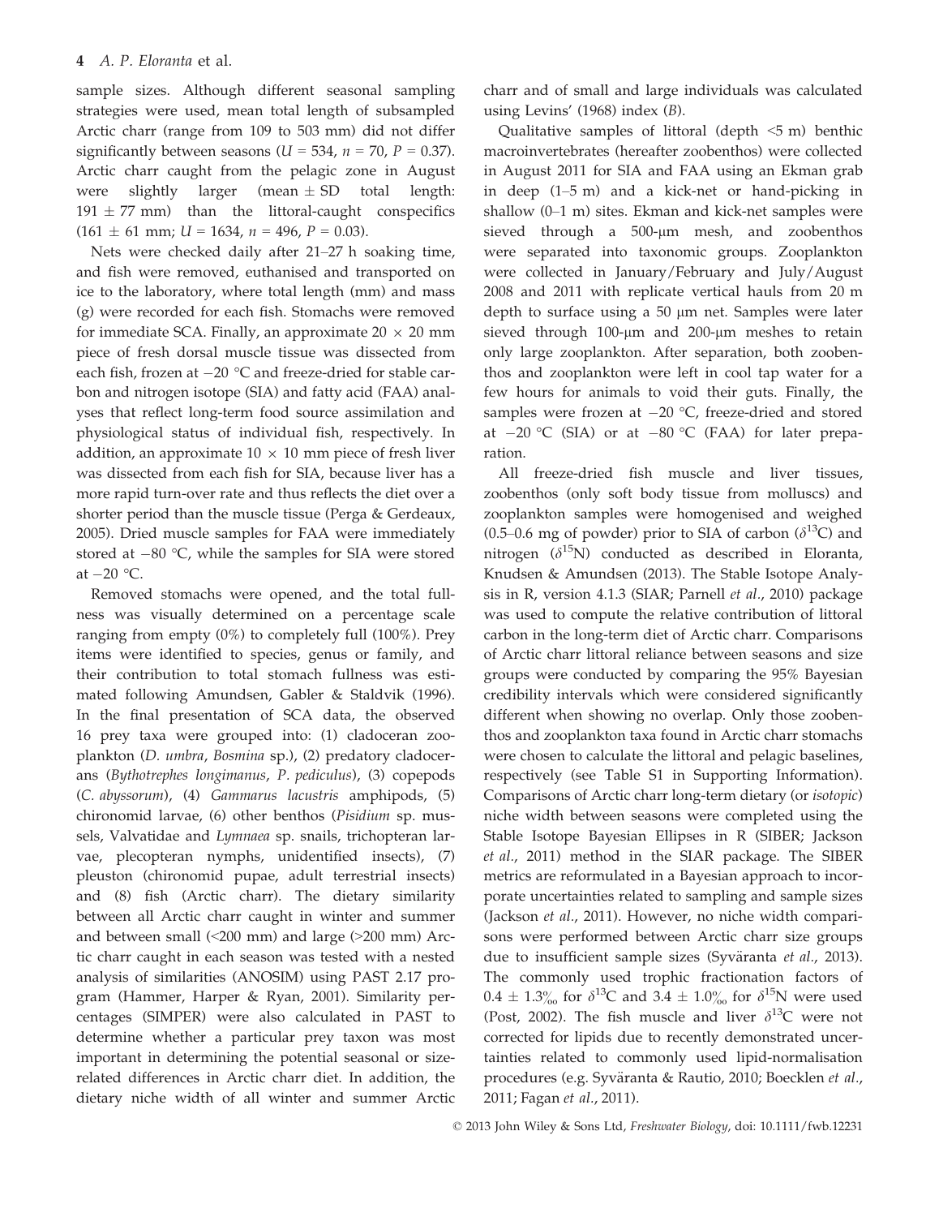sample sizes. Although different seasonal sampling strategies were used, mean total length of subsampled Arctic charr (range from 109 to 503 mm) did not differ significantly between seasons ($U = 534$, $n = 70$, $P = 0.37$). Arctic charr caught from the pelagic zone in August were slightly larger (mean $\pm$ SD total length: $191 \pm 77$ mm) than the littoral-caught conspecifics ($161 \pm 61$ mm; $U = 1634$, $n = 496$, $P = 0.03$).

Nets were checked daily after 21–27 h soaking time, and fish were removed, euthanised and transported on ice to the laboratory, where total length (mm) and mass (g) were recorded for each fish. Stomachs were removed for immediate SCA. Finally, an approximate $20 \times 20$ mm piece of fresh dorsal muscle tissue was dissected from each fish, frozen at $-20$ °C and freeze-dried for stable carbon and nitrogen isotope (SIA) and fatty acid (FAA) analyses that reflect long-term food source assimilation and physiological status of individual fish, respectively. In addition, an approximate $10 \times 10$ mm piece of fresh liver was dissected from each fish for SIA, because liver has a more rapid turn-over rate and thus reflects the diet over a shorter period than the muscle tissue (Perga & Gerdeaux, 2005). Dried muscle samples for FAA were immediately stored at $-80$ °C, while the samples for SIA were stored at $-20$ °C.

Removed stomachs were opened, and the total fullness was visually determined on a percentage scale ranging from empty (0%) to completely full (100%). Prey items were identified to species, genus or family, and their contribution to total stomach fullness was estimated following Amundsen, Gabler & Staldvik (1996). In the final presentation of SCA data, the observed 16 prey taxa were grouped into: (1) cladoceran zooplankton (*D. umbra*, *Bosmina* sp.), (2) predatory cladocerans (*Bythotrephes longimanus*, *P. pediculus*), (3) copepods (*C. abyssorum*), (4) *Gammarus lacustris* amphipods, (5) chironomid larvae, (6) other benthos (*Pisidium* sp. mussels, Valvatidae and *Lymnaea* sp. snails, trichopteran larvae, plecopteran nymphs, unidentified insects), (7) pleuston (chironomid pupae, adult terrestrial insects) and (8) fish (Arctic charr). The dietary similarity between all Arctic charr caught in winter and summer and between small (<200 mm) and large (>200 mm) Arctic charr caught in each season was tested with a nested analysis of similarities (ANOSIM) using PAST 2.17 program (Hammer, Harper & Ryan, 2001). Similarity percentages (SIMPER) were also calculated in PAST to determine whether a particular prey taxon was most important in determining the potential seasonal or size-related differences in Arctic charr diet. In addition, the dietary niche width of all winter and summer Arctic charr and of small and large individuals was calculated using Levins' (1968) index (*B*).

Qualitative samples of littoral (depth <5 m) benthic macroinvertebrates (hereafter zoobenthos) were collected in August 2011 for SIA and FAA using an Ekman grab in deep (1–5 m) and a kick-net or hand-picking in shallow (0–1 m) sites. Ekman and kick-net samples were sieved through a 500-μm mesh, and zoobenthos were separated into taxonomic groups. Zooplankton were collected in January/February and July/August 2008 and 2011 with replicate vertical hauls from 20 m depth to surface using a 50 μm net. Samples were later sieved through 100-μm and 200-μm meshes to retain only large zooplankton. After separation, both zoobenthos and zooplankton were left in cool tap water for a few hours for animals to void their guts. Finally, the samples were frozen at $-20$ °C, freeze-dried and stored at $-20$ °C (SIA) or at $-80$ °C (FAA) for later preparation.

All freeze-dried fish muscle and liver tissues, zoobenthos (only soft body tissue from molluscs) and zooplankton samples were homogenised and weighed (0.5–0.6 mg of powder) prior to SIA of carbon ($\delta^{13}C$) and nitrogen ($\delta^{15}N$) conducted as described in Eloranta, Knudsen & Amundsen (2013). The Stable Isotope Analysis in R, version 4.1.3 (SIAR; Parnell *et al.*, 2010) package was used to compute the relative contribution of littoral carbon in the long-term diet of Arctic charr. Comparisons of Arctic charr littoral reliance between seasons and size groups were conducted by comparing the 95% Bayesian credibility intervals which were considered significantly different when showing no overlap. Only those zoobenthos and zooplankton taxa found in Arctic charr stomachs were chosen to calculate the littoral and pelagic baselines, respectively (see Table S1 in Supporting Information). Comparisons of Arctic charr long-term dietary (or *isotopic*) niche width between seasons were completed using the Stable Isotope Bayesian Ellipses in R (SIBER; Jackson *et al.*, 2011) method in the SIAR package. The SIBER metrics are reformulated in a Bayesian approach to incorporate uncertainties related to sampling and sample sizes (Jackson *et al.*, 2011). However, no niche width comparisons were performed between Arctic charr size groups due to insufficient sample sizes (Syväranta *et al.*, 2013). The commonly used trophic fractionation factors of $0.4 \pm 1.3‰$ for $\delta^{13}C$ and $3.4 \pm 1.0‰$ for $\delta^{15}N$ were used (Post, 2002). The fish muscle and liver $\delta^{13}C$ were not corrected for lipids due to recently demonstrated uncertainties related to commonly used lipid-normalisation procedures (e.g. Syväranta & Rautio, 2010; Boecklen *et al.*, 2011; Fagan *et al.*, 2011).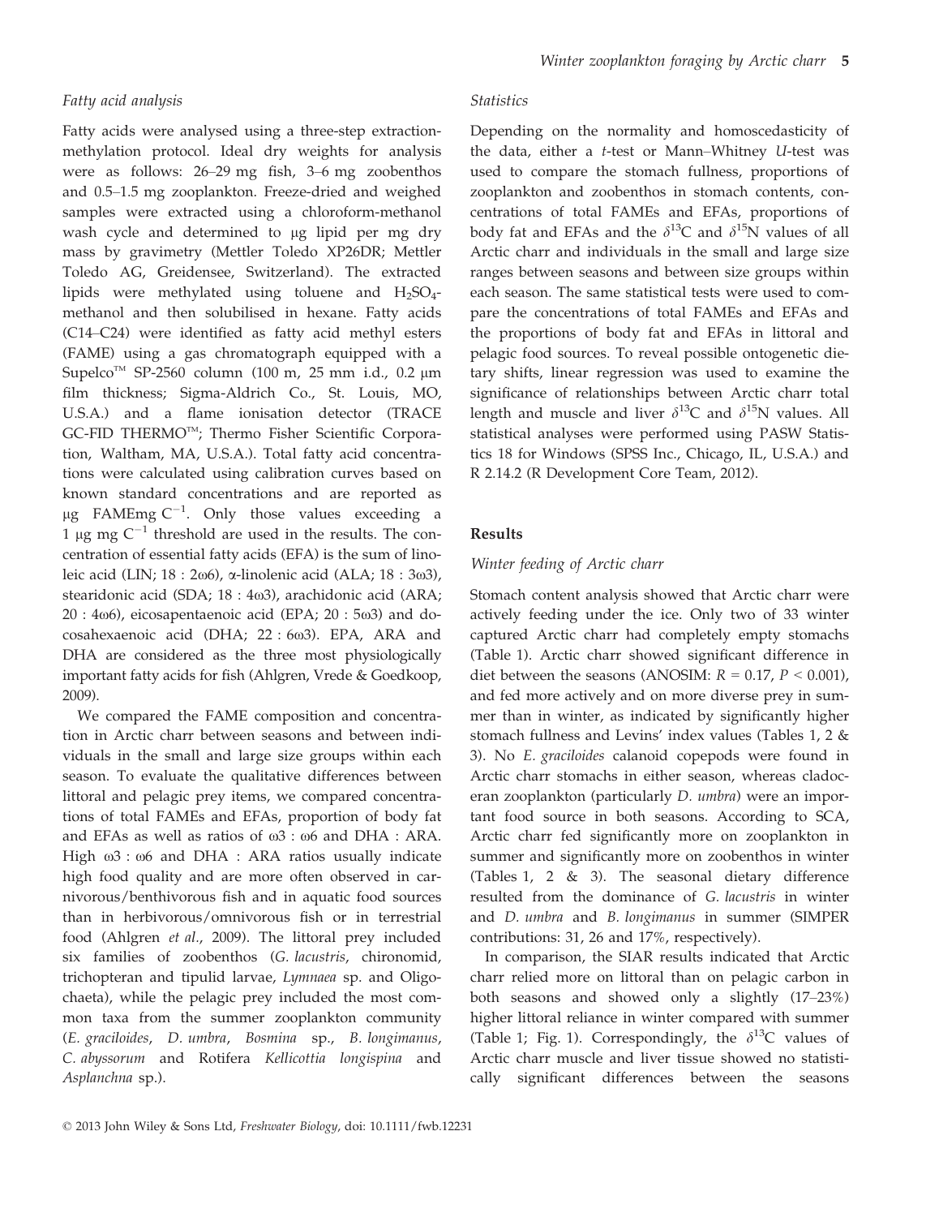### Fatty acid analysis

Fatty acids were analysed using a three-step extraction-methylation protocol. Ideal dry weights for analysis were as follows: 26–29 mg fish, 3–6 mg zoobenthos and 0.5–1.5 mg zooplankton. Freeze-dried and weighed samples were extracted using a chloroform-methanol wash cycle and determined to μg lipid per mg dry mass by gravimetry (Mettler Toledo XP26DR; Mettler Toledo AG, Greidensee, Switzerland). The extracted lipids were methylated using toluene and $H_2SO_4$-methanol and then solubilised in hexane. Fatty acids (C14–C24) were identified as fatty acid methyl esters (FAME) using a gas chromatograph equipped with a Supelco™ SP-2560 column (100 m, 25 mm i.d., 0.2 μm film thickness; Sigma-Aldrich Co., St. Louis, MO, U.S.A.) and a flame ionisation detector (TRACE GC-FID THERMO™; Thermo Fisher Scientific Corporation, Waltham, MA, U.S.A.). Total fatty acid concentrations were calculated using calibration curves based on known standard concentrations and are reported as μg FAMEmg $C^{-1}$. Only those values exceeding a 1 μg mg $C^{-1}$ threshold are used in the results. The concentration of essential fatty acids (EFA) is the sum of linoleic acid (LIN; 18 : 2ω6), α-linolenic acid (ALA; 18 : 3ω3), stearidonic acid (SDA; 18 : 4ω3), arachidonic acid (ARA; 20 : 4ω6), eicosapentaenoic acid (EPA; 20 : 5ω3) and docosahexaenoic acid (DHA; 22 : 6ω3). EPA, ARA and DHA are considered as the three most physiologically important fatty acids for fish (Ahlgren, Vrede & Goedkoop, 2009).

We compared the FAME composition and concentration in Arctic charr between seasons and between individuals in the small and large size groups within each season. To evaluate the qualitative differences between littoral and pelagic prey items, we compared concentrations of total FAMEs and EFAs, proportion of body fat and EFAs as well as ratios of ω3 : ω6 and DHA : ARA. High ω3 : ω6 and DHA : ARA ratios usually indicate high food quality and are more often observed in carnivorous/benthivorous fish and in aquatic food sources than in herbivorous/omnivorous fish or in terrestrial food (Ahlgren *et al.*, 2009). The littoral prey included six families of zoobenthos (*G. lacustris*, chironomid, trichopteran and tipulid larvae, *Lymnaea* sp. and Oligochaeta), while the pelagic prey included the most common taxa from the summer zooplankton community (*E. graciloides*, *D. umbra*, *Bosmina* sp., *B. longimanus*, *C. abyssorum* and Rotifera *Kellicottia longispina* and *Asplanchna* sp.).

### Statistics

Depending on the normality and homoscedasticity of the data, either a *t*-test or Mann–Whitney *U*-test was used to compare the stomach fullness, proportions of zooplankton and zoobenthos in stomach contents, concentrations of total FAMEs and EFAs, proportions of body fat and EFAs and the $\delta^{13}C$ and $\delta^{15}N$ values of all Arctic charr and individuals in the small and large size ranges between seasons and between size groups within each season. The same statistical tests were used to compare the concentrations of total FAMEs and EFAs and the proportions of body fat and EFAs in littoral and pelagic food sources. To reveal possible ontogenetic dietary shifts, linear regression was used to examine the significance of relationships between Arctic charr total length and muscle and liver $\delta^{13}C$ and $\delta^{15}N$ values. All statistical analyses were performed using PASW Statistics 18 for Windows (SPSS Inc., Chicago, IL, U.S.A.) and R 2.14.2 (R Development Core Team, 2012).

## Results

### Winter feeding of Arctic charr

Stomach content analysis showed that Arctic charr were actively feeding under the ice. Only two of 33 winter captured Arctic charr had completely empty stomachs (Table 1). Arctic charr showed significant difference in diet between the seasons (ANOSIM: $R = 0.17$, $P < 0.001$), and fed more actively and on more diverse prey in summer than in winter, as indicated by significantly higher stomach fullness and Levins' index values (Tables 1, 2 & 3). No *E. graciloides* calanoid copepods were found in Arctic charr stomachs in either season, whereas cladoceran zooplankton (particularly *D. umbra*) were an important food source in both seasons. According to SCA, Arctic charr fed significantly more on zooplankton in summer and significantly more on zoobenthos in winter (Tables 1, 2 & 3). The seasonal dietary difference resulted from the dominance of *G. lacustris* in winter and *D. umbra* and *B. longimanus* in summer (SIMPER contributions: 31, 26 and 17%, respectively).

In comparison, the SIAR results indicated that Arctic charr relied more on littoral than on pelagic carbon in both seasons and showed only a slightly (17–23%) higher littoral reliance in winter compared with summer (Table 1; Fig. 1). Correspondingly, the $\delta^{13}C$ values of Arctic charr muscle and liver tissue showed no statistically significant differences between the seasons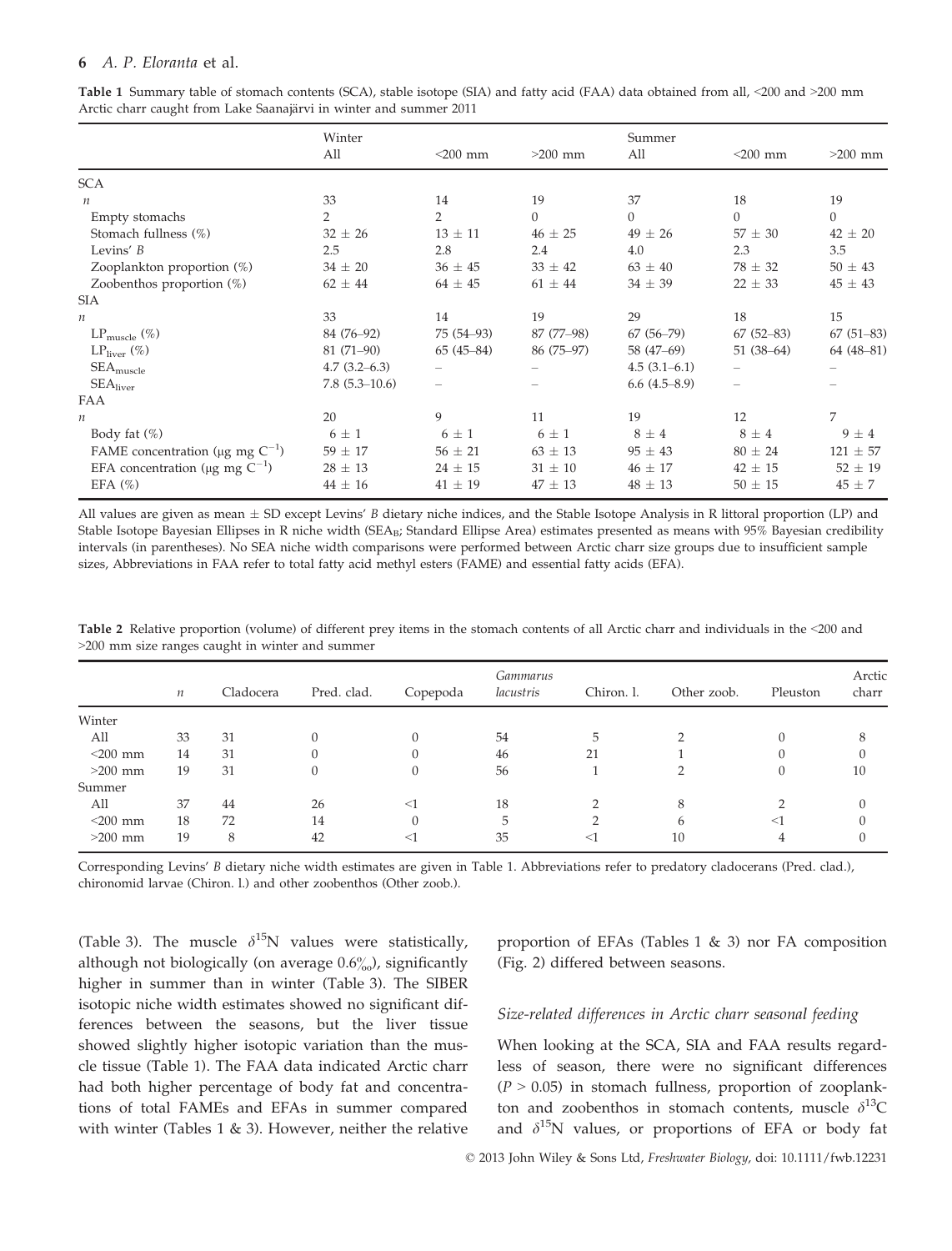**Table 1** Summary table of stomach contents (SCA), stable isotope (SIA) and fatty acid (FAA) data obtained from all, <200 and >200 mm Arctic charr caught from Lake Saanajärvi in winter and summer 2011

| | Winter | | | Summer | | |
|---|---|---|---|---|---|---|
| | All | <200 mm | >200 mm | All | <200 mm | >200 mm |
| SCA | | | | | | |
| $n$ | 33 | 14 | 19 | 37 | 18 | 19 |
| Empty stomachs | 2 | 2 | 0 | 0 | 0 | 0 |
| Stomach fullness (%) | 32 ± 26 | 13 ± 11 | 46 ± 25 | 49 ± 26 | 57 ± 30 | 42 ± 20 |
| Levins' $B$ | 2.5 | 2.8 | 2.4 | 4.0 | 2.3 | 3.5 |
| Zooplankton proportion (%) | 34 ± 20 | 36 ± 45 | 33 ± 42 | 63 ± 40 | 78 ± 32 | 50 ± 43 |
| Zoobenthos proportion (%) | 62 ± 44 | 64 ± 45 | 61 ± 44 | 34 ± 39 | 22 ± 33 | 45 ± 43 |
| SIA | | | | | | |
| $n$ | 33 | 14 | 19 | 29 | 18 | 15 |
| $LP_{muscle}$ (%) | 84 (76–92) | 75 (54–93) | 87 (77–98) | 67 (56–79) | 67 (52–83) | 67 (51–83) |
| $LP_{liver}$ (%) | 81 (71–90) | 65 (45–84) | 86 (75–97) | 58 (47–69) | 51 (38–64) | 64 (48–81) |
| $SEA_{muscle}$ | 4.7 (3.2–6.3) | – | – | 4.5 (3.1–6.1) | – | – |
| $SEA_{liver}$ | 7.8 (5.3–10.6) | – | – | 6.6 (4.5–8.9) | – | – |
| FAA | | | | | | |
| $n$ | 20 | 9 | 11 | 19 | 12 | 7 |
| Body fat (%) | 6 ± 1 | 6 ± 1 | 6 ± 1 | 8 ± 4 | 8 ± 4 | 9 ± 4 |
| FAME concentration (μg mg $C^{-1}$) | 59 ± 17 | 56 ± 21 | 63 ± 13 | 95 ± 43 | 80 ± 24 | 121 ± 57 |
| EFA concentration (μg mg $C^{-1}$) | 28 ± 13 | 24 ± 15 | 31 ± 10 | 46 ± 17 | 42 ± 15 | 52 ± 19 |
| EFA (%) | 44 ± 16 | 41 ± 19 | 47 ± 13 | 48 ± 13 | 50 ± 15 | 45 ± 7 |

All values are given as mean ± SD except Levins' $B$ dietary niche indices, and the Stable Isotope Analysis in R littoral proportion (LP) and Stable Isotope Bayesian Ellipses in R niche width ($SEA_B$; Standard Ellipse Area) estimates presented as means with 95% Bayesian credibility intervals (in parentheses). No SEA niche width comparisons were performed between Arctic charr size groups due to insufficient sample sizes, Abbreviations in FAA refer to total fatty acid methyl esters (FAME) and essential fatty acids (EFA).

**Table 2** Relative proportion (volume) of different prey items in the stomach contents of all Arctic charr and individuals in the <200 and >200 mm size ranges caught in winter and summer

| | $n$ | Cladocera | Pred. clad. | Copepoda | *Gammarus lacustris* | Chiron. l. | Other zoob. | Pleuston | Arctic charr |
|---|---|---|---|---|---|---|---|---|---|
| Winter | | | | | | | | | |
| All | 33 | 31 | 0 | 0 | 54 | 5 | 2 | 0 | 8 |
| <200 mm | 14 | 31 | 0 | 0 | 46 | 21 | 1 | 0 | 0 |
| >200 mm | 19 | 31 | 0 | 0 | 56 | 1 | 2 | 0 | 10 |
| Summer | | | | | | | | | |
| All | 37 | 44 | 26 | <1 | 18 | 2 | 8 | 2 | 0 |
| <200 mm | 18 | 72 | 14 | 0 | 5 | 2 | 6 | <1 | 0 |
| >200 mm | 19 | 8 | 42 | <1 | 35 | <1 | 10 | 4 | 0 |

Corresponding Levins' $B$ dietary niche width estimates are given in Table 1. Abbreviations refer to predatory cladocerans (Pred. clad.), chironomid larvae (Chiron. l.) and other zoobenthos (Other zoob.).

(Table 3). The muscle $\delta^{15}N$ values were statistically, although not biologically (on average 0.6‰), significantly higher in summer than in winter (Table 3). The SIBER isotopic niche width estimates showed no significant differences between the seasons, but the liver tissue showed slightly higher isotopic variation than the muscle tissue (Table 1). The FAA data indicated Arctic charr had both higher percentage of body fat and concentrations of total FAMEs and EFAs in summer compared with winter (Tables 1 & 3). However, neither the relative proportion of EFAs (Tables 1 & 3) nor FA composition (Fig. 2) differed between seasons.

### *Size-related differences in Arctic charr seasonal feeding*

When looking at the SCA, SIA and FAA results regardless of season, there were no significant differences ($P > 0.05$) in stomach fullness, proportion of zooplankton and zoobenthos in stomach contents, muscle $\delta^{13}C$ and $\delta^{15}N$ values, or proportions of EFA or body fat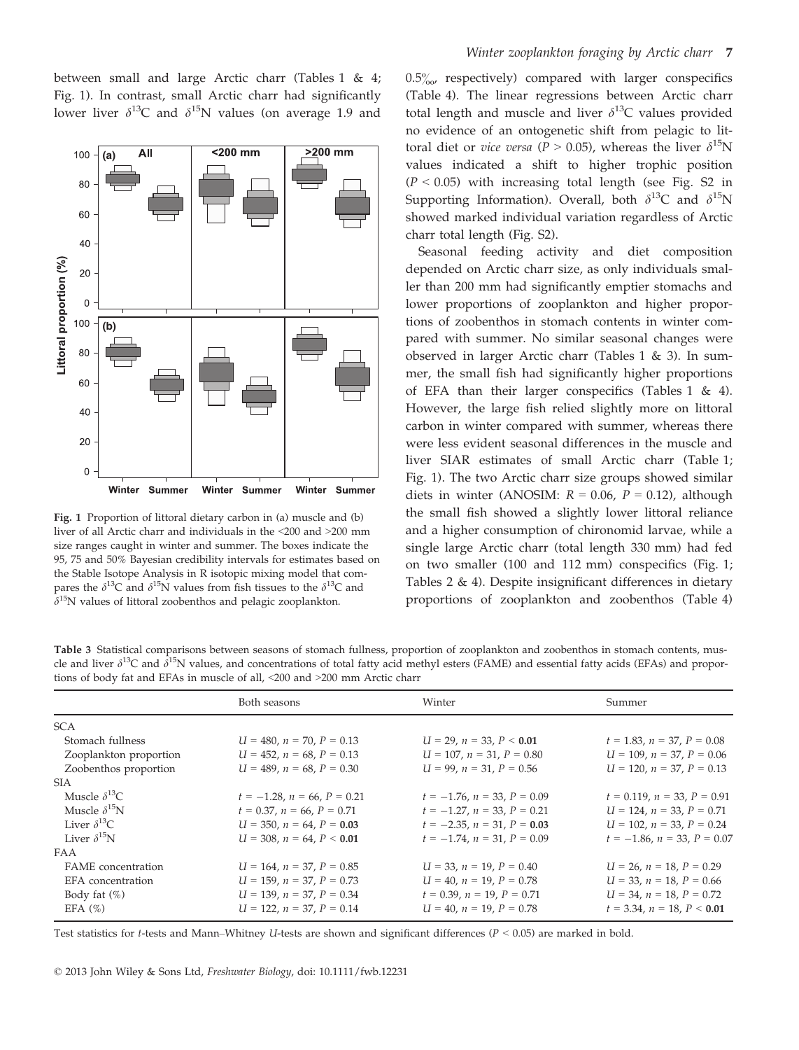between small and large Arctic charr (Tables 1 & 4; Fig. 1). In contrast, small Arctic charr had significantly lower liver $\delta^{13}$C and $\delta^{15}$N values (on average 1.9 and 0.5‰, respectively) compared with larger conspecifics (Table 4). The linear regressions between Arctic charr total length and muscle and liver $\delta^{13}$C values provided no evidence of an ontogenetic shift from pelagic to littoral diet or *vice versa* ($P > 0.05$), whereas the liver $\delta^{15}$N values indicated a shift to higher trophic position ($P < 0.05$) with increasing total length (see Fig. S2 in Supporting Information). Overall, both $\delta^{13}$C and $\delta^{15}$N showed marked individual variation regardless of Arctic charr total length (Fig. S2).

**Fig. 1** Proportion of littoral dietary carbon in (a) muscle and (b) liver of all Arctic charr and individuals in the <200 and >200 mm size ranges caught in winter and summer. The boxes indicate the 95, 75 and 50% Bayesian credibility intervals for estimates based on the Stable Isotope Analysis in R isotopic mixing model that compares the $\delta^{13}$C and $\delta^{15}$N values from fish tissues to the $\delta^{13}$C and $\delta^{15}$N values of littoral zoobenthos and pelagic zooplankton.

Seasonal feeding activity and diet composition depended on Arctic charr size, as only individuals smaller than 200 mm had significantly emptier stomachs and lower proportions of zooplankton and higher proportions of zoobenthos in stomach contents in winter compared with summer. No similar seasonal changes were observed in larger Arctic charr (Tables 1 & 3). In summer, the small fish had significantly higher proportions of EFA than their larger conspecifics (Tables 1 & 4). However, the large fish relied slightly more on littoral carbon in winter compared with summer, whereas there were less evident seasonal differences in the muscle and liver SIAR estimates of small Arctic charr (Table 1; Fig. 1). The two Arctic charr size groups showed similar diets in winter (ANOSIM: $R = 0.06$, $P = 0.12$), although the small fish showed a slightly lower littoral reliance and a higher consumption of chironomid larvae, while a single large Arctic charr (total length 330 mm) had fed on two smaller (100 and 112 mm) conspecifics (Fig. 1; Tables 2 & 4). Despite insignificant differences in dietary proportions of zooplankton and zoobenthos (Table 4)

**Table 3** Statistical comparisons between seasons of stomach fullness, proportion of zooplankton and zoobenthos in stomach contents, muscle and liver $\delta^{13}$C and $\delta^{15}$N values, and concentrations of total fatty acid methyl esters (FAME) and essential fatty acids (EFAs) and proportions of body fat and EFAs in muscle of all, <200 and >200 mm Arctic charr

| | Both seasons | Winter | Summer |
|---|---|---|---|
| SCA | | | |
| Stomach fullness | $U = 480$, $n = 70$, $P = 0.13$ | $U = 29$, $n = 33$, $P$ **< 0.01** | $t = 1.83$, $n = 37$, $P = 0.08$ |
| Zooplankton proportion | $U = 452$, $n = 68$, $P = 0.13$ | $U = 107$, $n = 31$, $P = 0.80$ | $U = 109$, $n = 37$, $P = 0.06$ |
| Zoobenthos proportion | $U = 489$, $n = 68$, $P = 0.30$ | $U = 99$, $n = 31$, $P = 0.56$ | $U = 120$, $n = 37$, $P = 0.13$ |
| SIA | | | |
| Muscle $\delta^{13}$C | $t = -1.28$, $n = 66$, $P = 0.21$ | $t = -1.76$, $n = 33$, $P = 0.09$ | $t = 0.119$, $n = 33$, $P = 0.91$ |
| Muscle $\delta^{15}$N | $t = 0.37$, $n = 66$, $P = 0.71$ | $t = -1.27$, $n = 33$, $P = 0.21$ | $U = 124$, $n = 33$, $P = 0.71$ |
| Liver $\delta^{13}$C | $U = 350$, $n = 64$, $P =$ **0.03** | $t = -2.35$, $n = 31$, $P =$ **0.03** | $U = 102$, $n = 33$, $P = 0.24$ |
| Liver $\delta^{15}$N | $U = 308$, $n = 64$, $P$ **< 0.01** | $t = -1.74$, $n = 31$, $P = 0.09$ | $t = -1.86$, $n = 33$, $P = 0.07$ |
| FAA | | | |
| FAME concentration | $U = 164$, $n = 37$, $P = 0.85$ | $U = 33$, $n = 19$, $P = 0.40$ | $U = 26$, $n = 18$, $P = 0.29$ |
| EFA concentration | $U = 159$, $n = 37$, $P = 0.73$ | $U = 40$, $n = 19$, $P = 0.78$ | $U = 33$, $n = 18$, $P = 0.66$ |
| Body fat (%) | $U = 139$, $n = 37$, $P = 0.34$ | $t = 0.39$, $n = 19$, $P = 0.71$ | $U = 34$, $n = 18$, $P = 0.72$ |
| EFA (%) | $U = 122$, $n = 37$, $P = 0.14$ | $U = 40$, $n = 19$, $P = 0.78$ | $t = 3.34$, $n = 18$, $P$ **< 0.01** |

Test statistics for *t*-tests and Mann–Whitney *U*-tests are shown and significant differences ($P < 0.05$) are marked in bold.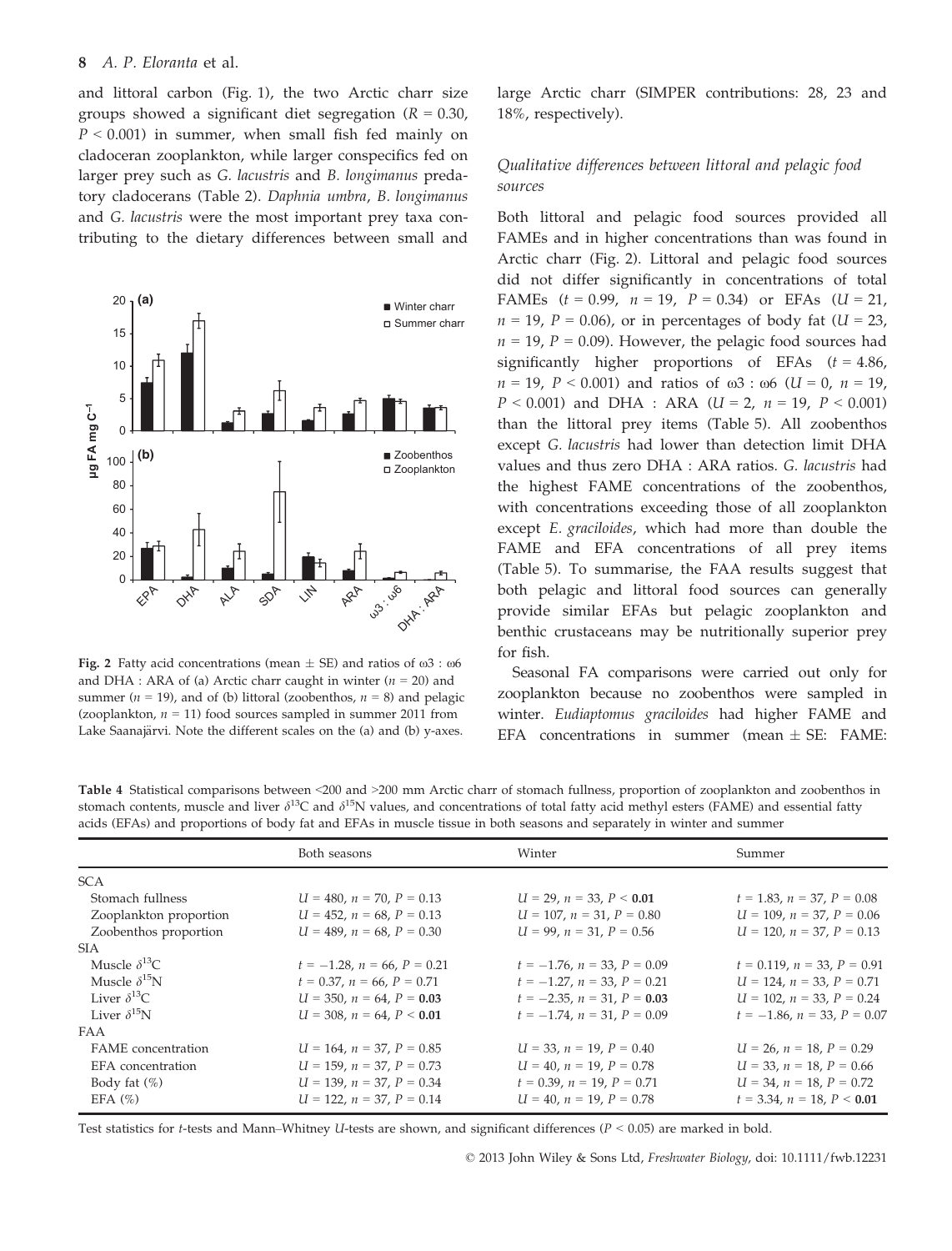and littoral carbon (Fig. 1), the two Arctic charr size groups showed a significant diet segregation ($R = 0.30$, $P < 0.001$) in summer, when small fish fed mainly on cladoceran zooplankton, while larger conspecifics fed on larger prey such as *G. lacustris* and *B. longimanus* predatory cladocerans (Table 2). *Daphnia umbra*, *B. longimanus* and *G. lacustris* were the most important prey taxa contributing to the dietary differences between small and large Arctic charr (SIMPER contributions: 28, 23 and 18%, respectively).

**Fig. 2** Fatty acid concentrations (mean ± SE) and ratios of ω3 : ω6 and DHA : ARA of (a) Arctic charr caught in winter ($n = 20$) and summer ($n = 19$), and of (b) littoral (zoobenthos, $n = 8$) and pelagic (zooplankton, $n = 11$) food sources sampled in summer 2011 from Lake Saanajärvi. Note the different scales on the (a) and (b) y-axes.

### Qualitative differences between littoral and pelagic food sources

Both littoral and pelagic food sources provided all FAMEs and in higher concentrations than was found in Arctic charr (Fig. 2). Littoral and pelagic food sources did not differ significantly in concentrations of total FAMEs ($t = 0.99$, $n = 19$, $P = 0.34$) or EFAs ($U = 21$, $n = 19$, $P = 0.06$), or in percentages of body fat ($U = 23$, $n = 19$, $P = 0.09$). However, the pelagic food sources had significantly higher proportions of EFAs ($t = 4.86$, $n = 19$, $P < 0.001$) and ratios of ω3 : ω6 ($U = 0$, $n = 19$, $P < 0.001$) and DHA : ARA ($U = 2$, $n = 19$, $P < 0.001$) than the littoral prey items (Table 5). All zoobenthos except *G. lacustris* had lower than detection limit DHA values and thus zero DHA : ARA ratios. *G. lacustris* had the highest FAME concentrations of the zoobenthos, with concentrations exceeding those of all zooplankton except *E. graciloides*, which had more than double the FAME and EFA concentrations of all prey items (Table 5). To summarise, the FAA results suggest that both pelagic and littoral food sources can generally provide similar EFAs but pelagic zooplankton and benthic crustaceans may be nutritionally superior prey for fish.

Seasonal FA comparisons were carried out only for zooplankton because no zoobenthos were sampled in winter. *Eudiaptomus graciloides* had higher FAME and EFA concentrations in summer (mean ± SE: FAME:

**Table 4** Statistical comparisons between <200 and >200 mm Arctic charr of stomach fullness, proportion of zooplankton and zoobenthos in stomach contents, muscle and liver $\delta^{13}C$ and $\delta^{15}N$ values, and concentrations of total fatty acid methyl esters (FAME) and essential fatty acids (EFAs) and proportions of body fat and EFAs in muscle tissue in both seasons and separately in winter and summer

| | Both seasons | Winter | Summer |
|---|---|---|---|
| SCA | | | |
| Stomach fullness | $U = 480$, $n = 70$, $P = 0.13$ | $U = 29$, $n = 33$, $P <$ **0.01** | $t = 1.83$, $n = 37$, $P = 0.08$ |
| Zooplankton proportion | $U = 452$, $n = 68$, $P = 0.13$ | $U = 107$, $n = 31$, $P = 0.80$ | $U = 109$, $n = 37$, $P = 0.06$ |
| Zoobenthos proportion | $U = 489$, $n = 68$, $P = 0.30$ | $U = 99$, $n = 31$, $P = 0.56$ | $U = 120$, $n = 37$, $P = 0.13$ |
| SIA | | | |
| Muscle $\delta^{13}C$ | $t = -1.28$, $n = 66$, $P = 0.21$ | $t = -1.76$, $n = 33$, $P = 0.09$ | $t = 0.119$, $n = 33$, $P = 0.91$ |
| Muscle $\delta^{15}N$ | $t = 0.37$, $n = 66$, $P = 0.71$ | $t = -1.27$, $n = 33$, $P = 0.21$ | $U = 124$, $n = 33$, $P = 0.71$ |
| Liver $\delta^{13}C$ | $U = 350$, $n = 64$, $P =$ **0.03** | $t = -2.35$, $n = 31$, $P =$ **0.03** | $U = 102$, $n = 33$, $P = 0.24$ |
| Liver $\delta^{15}N$ | $U = 308$, $n = 64$, $P <$ **0.01** | $t = -1.74$, $n = 31$, $P = 0.09$ | $t = -1.86$, $n = 33$, $P = 0.07$ |
| FAA | | | |
| FAME concentration | $U = 164$, $n = 37$, $P = 0.85$ | $U = 33$, $n = 19$, $P = 0.40$ | $U = 26$, $n = 18$, $P = 0.29$ |
| EFA concentration | $U = 159$, $n = 37$, $P = 0.73$ | $U = 40$, $n = 19$, $P = 0.78$ | $U = 33$, $n = 18$, $P = 0.66$ |
| Body fat (%) | $U = 139$, $n = 37$, $P = 0.34$ | $t = 0.39$, $n = 19$, $P = 0.71$ | $U = 34$, $n = 18$, $P = 0.72$ |
| EFA (%) | $U = 122$, $n = 37$, $P = 0.14$ | $U = 40$, $n = 19$, $P = 0.78$ | $t = 3.34$, $n = 18$, $P <$ **0.01** |

Test statistics for *t*-tests and Mann–Whitney *U*-tests are shown, and significant differences ($P < 0.05$) are marked in bold.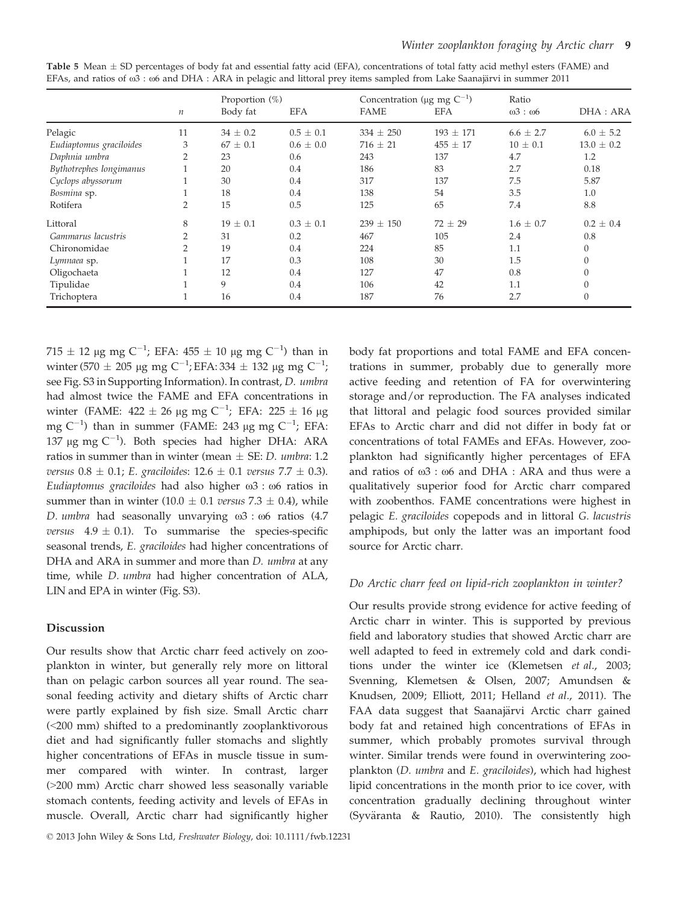**Table 5** Mean ± SD percentages of body fat and essential fatty acid (EFA), concentrations of total fatty acid methyl esters (FAME) and EFAs, and ratios of ω3 : ω6 and DHA : ARA in pelagic and littoral prey items sampled from Lake Saanajärvi in summer 2011

| | $n$ | Proportion (%) | | Concentration (μg mg $C^{-1}$) | | Ratio | |
|---|---|---|---|---|---|---|---|
| | | Body fat | EFA | FAME | EFA | ω3 : ω6 | DHA : ARA |
| Pelagic | 11 | 34 ± 0.2 | 0.5 ± 0.1 | 334 ± 250 | 193 ± 171 | 6.6 ± 2.7 | 6.0 ± 5.2 |
| *Eudiaptomus graciloides* | 3 | 67 ± 0.1 | 0.6 ± 0.0 | 716 ± 21 | 455 ± 17 | 10 ± 0.1 | 13.0 ± 0.2 |
| *Daphnia umbra* | 2 | 23 | 0.6 | 243 | 137 | 4.7 | 1.2 |
| *Bythotrephes longimanus* | 1 | 20 | 0.4 | 186 | 83 | 2.7 | 0.18 |
| *Cyclops abyssorum* | 1 | 30 | 0.4 | 317 | 137 | 7.5 | 5.87 |
| *Bosmina* sp. | 1 | 18 | 0.4 | 138 | 54 | 3.5 | 1.0 |
| Rotifera | 2 | 15 | 0.5 | 125 | 65 | 7.4 | 8.8 |
| Littoral | 8 | 19 ± 0.1 | 0.3 ± 0.1 | 239 ± 150 | 72 ± 29 | 1.6 ± 0.7 | 0.2 ± 0.4 |
| *Gammarus lacustris* | 2 | 31 | 0.2 | 467 | 105 | 2.4 | 0.8 |
| Chironomidae | 2 | 19 | 0.4 | 224 | 85 | 1.1 | 0 |
| *Lymnaea* sp. | 1 | 17 | 0.3 | 108 | 30 | 1.5 | 0 |
| Oligochaeta | 1 | 12 | 0.4 | 127 | 47 | 0.8 | 0 |
| Tipulidae | 1 | 9 | 0.4 | 106 | 42 | 1.1 | 0 |
| Trichoptera | 1 | 16 | 0.4 | 187 | 76 | 2.7 | 0 |

715 ± 12 μg mg $C^{-1}$; EFA: 455 ± 10 μg mg $C^{-1}$) than in winter (570 ± 205 μg mg $C^{-1}$; EFA: 334 ± 132 μg mg $C^{-1}$; see Fig. S3 in Supporting Information). In contrast, *D. umbra* had almost twice the FAME and EFA concentrations in winter (FAME: 422 ± 26 μg mg $C^{-1}$; EFA: 225 ± 16 μg mg $C^{-1}$) than in summer (FAME: 243 μg mg $C^{-1}$; EFA: 137 μg mg $C^{-1}$). Both species had higher DHA: ARA ratios in summer than in winter (mean ± SE: *D. umbra*: 1.2 *versus* 0.8 ± 0.1; *E. graciloides*: 12.6 ± 0.1 *versus* 7.7 ± 0.3). *Eudiaptomus graciloides* had also higher ω3 : ω6 ratios in summer than in winter (10.0 ± 0.1 *versus* 7.3 ± 0.4), while *D. umbra* had seasonally unvarying ω3 : ω6 ratios (4.7 *versus* 4.9 ± 0.1). To summarise the species-specific seasonal trends, *E. graciloides* had higher concentrations of DHA and ARA in summer and more than *D. umbra* at any time, while *D. umbra* had higher concentration of ALA, LIN and EPA in winter (Fig. S3).

## Discussion

Our results show that Arctic charr feed actively on zooplankton in winter, but generally rely more on littoral than on pelagic carbon sources all year round. The seasonal feeding activity and dietary shifts of Arctic charr were partly explained by fish size. Small Arctic charr (<200 mm) shifted to a predominantly zooplanktivorous diet and had significantly fuller stomachs and slightly higher concentrations of EFAs in muscle tissue in summer compared with winter. In contrast, larger (>200 mm) Arctic charr showed less seasonally variable stomach contents, feeding activity and levels of EFAs in muscle. Overall, Arctic charr had significantly higher body fat proportions and total FAME and EFA concentrations in summer, probably due to generally more active feeding and retention of FA for overwintering storage and/or reproduction. The FA analyses indicated that littoral and pelagic food sources provided similar EFAs to Arctic charr and did not differ in body fat or concentrations of total FAMEs and EFAs. However, zooplankton had significantly higher percentages of EFA and ratios of ω3 : ω6 and DHA : ARA and thus were a qualitatively superior food for Arctic charr compared with zoobenthos. FAME concentrations were highest in pelagic *E. graciloides* copepods and in littoral *G. lacustris* amphipods, but only the latter was an important food source for Arctic charr.

### *Do Arctic charr feed on lipid-rich zooplankton in winter?*

Our results provide strong evidence for active feeding of Arctic charr in winter. This is supported by previous field and laboratory studies that showed Arctic charr are well adapted to feed in extremely cold and dark conditions under the winter ice (Klemetsen *et al.*, 2003; Svenning, Klemetsen & Olsen, 2007; Amundsen & Knudsen, 2009; Elliott, 2011; Helland *et al.*, 2011). The FAA data suggest that Saanajärvi Arctic charr gained body fat and retained high concentrations of EFAs in summer, which probably promotes survival through winter. Similar trends were found in overwintering zooplankton (*D. umbra* and *E. graciloides*), which had highest lipid concentrations in the month prior to ice cover, with concentration gradually declining throughout winter (Syväranta & Rautio, 2010). The consistently high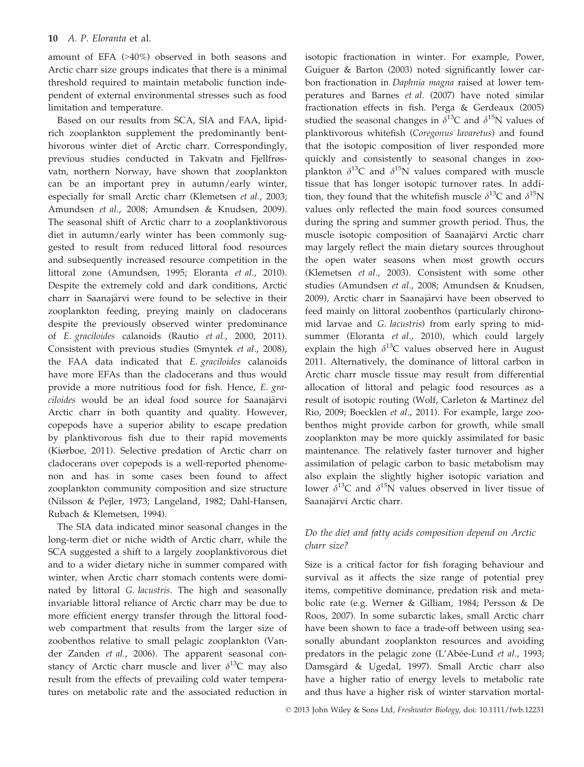amount of EFA (>40%) observed in both seasons and Arctic charr size groups indicates that there is a minimal threshold required to maintain metabolic function independent of external environmental stresses such as food limitation and temperature.

Based on our results from SCA, SIA and FAA, lipid-rich zooplankton supplement the predominantly benthivorous winter diet of Arctic charr. Correspondingly, previous studies conducted in Takvatn and Fjellfrøsvatn, northern Norway, have shown that zooplankton can be an important prey in autumn/early winter, especially for small Arctic charr (Klemetsen *et al*., 2003; Amundsen *et al*., 2008; Amundsen & Knudsen, 2009). The seasonal shift of Arctic charr to a zooplanktivorous diet in autumn/early winter has been commonly suggested to result from reduced littoral food resources and subsequently increased resource competition in the littoral zone (Amundsen, 1995; Eloranta *et al*., 2010). Despite the extremely cold and dark conditions, Arctic charr in Saanajärvi were found to be selective in their zooplankton feeding, preying mainly on cladocerans despite the previously observed winter predominance of *E. graciloides* calanoids (Rautio *et al*., 2000, 2011). Consistent with previous studies (Smyntek *et al*., 2008), the FAA data indicated that *E. graciloides* calanoids have more EFAs than the cladocerans and thus would provide a more nutritious food for fish. Hence, *E. graciloides* would be an ideal food source for Saanajärvi Arctic charr in both quantity and quality. However, copepods have a superior ability to escape predation by planktivorous fish due to their rapid movements (Kiørboe, 2011). Selective predation of Arctic charr on cladocerans over copepods is a well-reported phenomenon and has in some cases been found to affect zooplankton community composition and size structure (Nilsson & Pejler, 1973; Langeland, 1982; Dahl-Hansen, Rubach & Klemetsen, 1994).

The SIA data indicated minor seasonal changes in the long-term diet or niche width of Arctic charr, while the SCA suggested a shift to a largely zooplanktivorous diet and to a wider dietary niche in summer compared with winter, when Arctic charr stomach contents were dominated by littoral *G. lacustris*. The high and seasonally invariable littoral reliance of Arctic charr may be due to more efficient energy transfer through the littoral foodweb compartment that results from the larger size of zoobenthos relative to small pelagic zooplankton (Vander Zanden *et al*., 2006). The apparent seasonal constancy of Arctic charr muscle and liver $\delta^{13}$C may also result from the effects of prevailing cold water temperatures on metabolic rate and the associated reduction in isotopic fractionation in winter. For example, Power, Guiguer & Barton (2003) noted significantly lower carbon fractionation in *Daphnia magna* raised at lower temperatures and Barnes *et al*. (2007) have noted similar fractionation effects in fish. Perga & Gerdeaux (2005) studied the seasonal changes in $\delta^{13}$C and $\delta^{15}$N values of planktivorous whitefish (*Coregonus lavaretus*) and found that the isotopic composition of liver responded more quickly and consistently to seasonal changes in zooplankton $\delta^{13}$C and $\delta^{15}$N values compared with muscle tissue that has longer isotopic turnover rates. In addition, they found that the whitefish muscle $\delta^{13}$C and $\delta^{15}$N values only reflected the main food sources consumed during the spring and summer growth period. Thus, the muscle isotopic composition of Saanajärvi Arctic charr may largely reflect the main dietary sources throughout the open water seasons when most growth occurs (Klemetsen *et al*., 2003). Consistent with some other studies (Amundsen *et al*., 2008; Amundsen & Knudsen, 2009), Arctic charr in Saanajärvi have been observed to feed mainly on littoral zoobenthos (particularly chironomid larvae and *G. lacustris*) from early spring to midsummer (Eloranta *et al*., 2010), which could largely explain the high $\delta^{13}$C values observed here in August 2011. Alternatively, the dominance of littoral carbon in Arctic charr muscle tissue may result from differential allocation of littoral and pelagic food resources as a result of isotopic routing (Wolf, Carleton & Martinez del Rio, 2009; Boecklen *et al*., 2011). For example, large zoobenthos might provide carbon for growth, while small zooplankton may be more quickly assimilated for basic maintenance. The relatively faster turnover and higher assimilation of pelagic carbon to basic metabolism may also explain the slightly higher isotopic variation and lower $\delta^{13}$C and $\delta^{15}$N values observed in liver tissue of Saanajärvi Arctic charr.

### *Do the diet and fatty acids composition depend on Arctic charr size?*

Size is a critical factor for fish foraging behaviour and survival as it affects the size range of potential prey items, competitive dominance, predation risk and metabolic rate (e.g. Werner & Gilliam, 1984; Persson & De Roos, 2007). In some subarctic lakes, small Arctic charr have been shown to face a trade-off between using seasonally abundant zooplankton resources and avoiding predators in the pelagic zone (L'Abée-Lund *et al*., 1993; Damsgård & Ugedal, 1997). Small Arctic charr also have a higher ratio of energy levels to metabolic rate and thus have a higher risk of winter starvation mortal-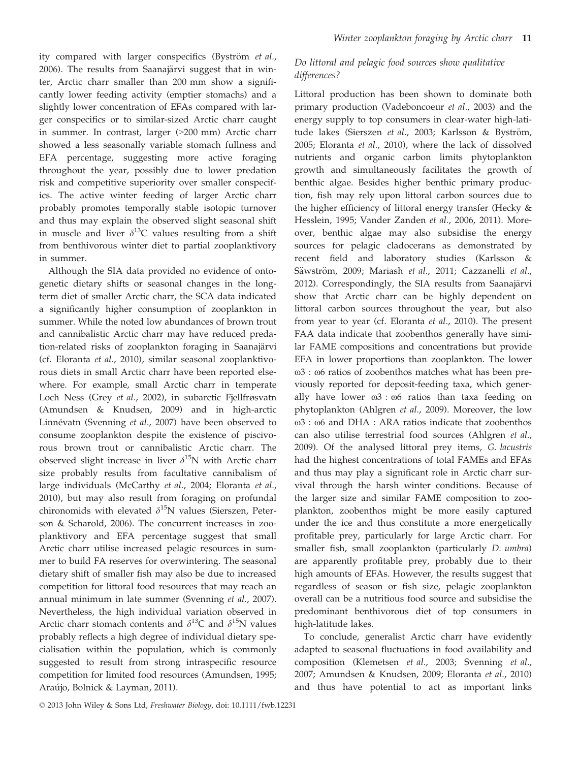ity compared with larger conspecifics (Byström *et al.*, 2006). The results from Saanajärvi suggest that in winter, Arctic charr smaller than 200 mm show a significantly lower feeding activity (emptier stomachs) and a slightly lower concentration of EFAs compared with larger conspecifics or to similar-sized Arctic charr caught in summer. In contrast, larger (>200 mm) Arctic charr showed a less seasonally variable stomach fullness and EFA percentage, suggesting more active foraging throughout the year, possibly due to lower predation risk and competitive superiority over smaller conspecifics. The active winter feeding of larger Arctic charr probably promotes temporally stable isotopic turnover and thus may explain the observed slight seasonal shift in muscle and liver $\delta^{13}C$ values resulting from a shift from benthivorous winter diet to partial zooplanktivory in summer.

Although the SIA data provided no evidence of ontogenetic dietary shifts or seasonal changes in the long-term diet of smaller Arctic charr, the SCA data indicated a significantly higher consumption of zooplankton in summer. While the noted low abundances of brown trout and cannibalistic Arctic charr may have reduced predation-related risks of zooplankton foraging in Saanajärvi (cf. Eloranta *et al.*, 2010), similar seasonal zooplanktivorous diets in small Arctic charr have been reported elsewhere. For example, small Arctic charr in temperate Loch Ness (Grey *et al.*, 2002), in subarctic Fjellfrøsvatn (Amundsen & Knudsen, 2009) and in high-arctic Linnévatn (Svenning *et al.*, 2007) have been observed to consume zooplankton despite the existence of piscivorous brown trout or cannibalistic Arctic charr. The observed slight increase in liver $\delta^{15}N$ with Arctic charr size probably results from facultative cannibalism of large individuals (McCarthy *et al.*, 2004; Eloranta *et al.*, 2010), but may also result from foraging on profundal chironomids with elevated $\delta^{15}N$ values (Sierszen, Peterson & Scharold, 2006). The concurrent increases in zooplanktivory and EFA percentage suggest that small Arctic charr utilise increased pelagic resources in summer to build FA reserves for overwintering. The seasonal dietary shift of smaller fish may also be due to increased competition for littoral food resources that may reach an annual minimum in late summer (Svenning *et al.*, 2007). Nevertheless, the high individual variation observed in Arctic charr stomach contents and $\delta^{13}C$ and $\delta^{15}N$ values probably reflects a high degree of individual dietary specialisation within the population, which is commonly suggested to result from strong intraspecific resource competition for limited food resources (Amundsen, 1995; Araújo, Bolnick & Layman, 2011).

### *Do littoral and pelagic food sources show qualitative differences?*

Littoral production has been shown to dominate both primary production (Vadeboncoeur *et al.*, 2003) and the energy supply to top consumers in clear-water high-latitude lakes (Sierszen *et al.*, 2003; Karlsson & Byström, 2005; Eloranta *et al.*, 2010), where the lack of dissolved nutrients and organic carbon limits phytoplankton growth and simultaneously facilitates the growth of benthic algae. Besides higher benthic primary production, fish may rely upon littoral carbon sources due to the higher efficiency of littoral energy transfer (Hecky & Hesslein, 1995; Vander Zanden *et al.*, 2006, 2011). Moreover, benthic algae may also subsidise the energy sources for pelagic cladocerans as demonstrated by recent field and laboratory studies (Karlsson & Säwström, 2009; Mariash *et al.*, 2011; Cazzanelli *et al.*, 2012). Correspondingly, the SIA results from Saanajärvi show that Arctic charr can be highly dependent on littoral carbon sources throughout the year, but also from year to year (cf. Eloranta *et al.*, 2010). The present FAA data indicate that zoobenthos generally have similar FAME compositions and concentrations but provide EFA in lower proportions than zooplankton. The lower ω3 : ω6 ratios of zoobenthos matches what has been previously reported for deposit-feeding taxa, which generally have lower ω3 : ω6 ratios than taxa feeding on phytoplankton (Ahlgren *et al.*, 2009). Moreover, the low ω3 : ω6 and DHA : ARA ratios indicate that zoobenthos can also utilise terrestrial food sources (Ahlgren *et al.*, 2009). Of the analysed littoral prey items, *G. lacustris* had the highest concentrations of total FAMEs and EFAs and thus may play a significant role in Arctic charr survival through the harsh winter conditions. Because of the larger size and similar FAME composition to zooplankton, zoobenthos might be more easily captured under the ice and thus constitute a more energetically profitable prey, particularly for large Arctic charr. For smaller fish, small zooplankton (particularly *D. umbra*) are apparently profitable prey, probably due to their high amounts of EFAs. However, the results suggest that regardless of season or fish size, pelagic zooplankton overall can be a nutritious food source and subsidise the predominant benthivorous diet of top consumers in high-latitude lakes.

To conclude, generalist Arctic charr have evidently adapted to seasonal fluctuations in food availability and composition (Klemetsen *et al.*, 2003; Svenning *et al.*, 2007; Amundsen & Knudsen, 2009; Eloranta *et al.*, 2010) and thus have potential to act as important links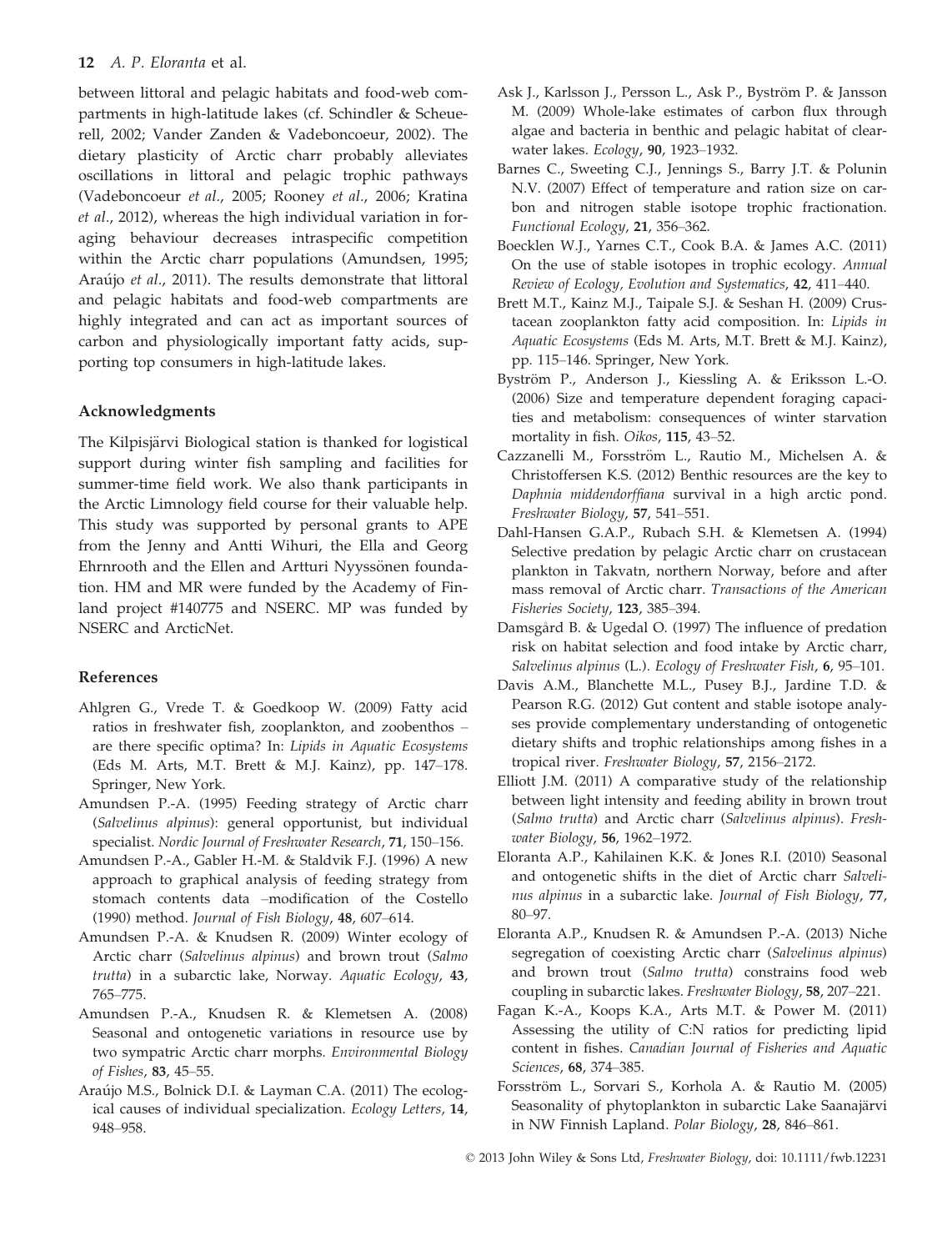between littoral and pelagic habitats and food-web compartments in high-latitude lakes (cf. Schindler & Scheuerell, 2002; Vander Zanden & Vadeboncoeur, 2002). The dietary plasticity of Arctic charr probably alleviates oscillations in littoral and pelagic trophic pathways (Vadeboncoeur *et al.*, 2005; Rooney *et al.*, 2006; Kratina *et al.*, 2012), whereas the high individual variation in foraging behaviour decreases intraspecific competition within the Arctic charr populations (Amundsen, 1995; Araújo *et al.*, 2011). The results demonstrate that littoral and pelagic habitats and food-web compartments are highly integrated and can act as important sources of carbon and physiologically important fatty acids, supporting top consumers in high-latitude lakes.

## Acknowledgments

The Kilpisjärvi Biological station is thanked for logistical support during winter fish sampling and facilities for summer-time field work. We also thank participants in the Arctic Limnology field course for their valuable help. This study was supported by personal grants to APE from the Jenny and Antti Wihuri, the Ella and Georg Ehrnrooth and the Ellen and Artturi Nyyssönen foundation. HM and MR were funded by the Academy of Finland project #140775 and NSERC. MP was funded by NSERC and ArcticNet.

## References

Ahlgren G., Vrede T. & Goedkoop W. (2009) Fatty acid ratios in freshwater fish, zooplankton, and zoobenthos – are there specific optima? In: *Lipids in Aquatic Ecosystems* (Eds M. Arts, M.T. Brett & M.J. Kainz), pp. 147–178. Springer, New York.

Amundsen P.-A. (1995) Feeding strategy of Arctic charr (*Salvelinus alpinus*): general opportunist, but individual specialist. *Nordic Journal of Freshwater Research*, **71**, 150–156.

Amundsen P.-A., Gabler H.-M. & Staldvik F.J. (1996) A new approach to graphical analysis of feeding strategy from stomach contents data –modification of the Costello (1990) method. *Journal of Fish Biology*, **48**, 607–614.

Amundsen P.-A. & Knudsen R. (2009) Winter ecology of Arctic charr (*Salvelinus alpinus*) and brown trout (*Salmo trutta*) in a subarctic lake, Norway. *Aquatic Ecology*, **43**, 765–775.

Amundsen P.-A., Knudsen R. & Klemetsen A. (2008) Seasonal and ontogenetic variations in resource use by two sympatric Arctic charr morphs. *Environmental Biology of Fishes*, **83**, 45–55.

Araújo M.S., Bolnick D.I. & Layman C.A. (2011) The ecological causes of individual specialization. *Ecology Letters*, **14**, 948–958.

Ask J., Karlsson J., Persson L., Ask P., Byström P. & Jansson M. (2009) Whole-lake estimates of carbon flux through algae and bacteria in benthic and pelagic habitat of clear-water lakes. *Ecology*, **90**, 1923–1932.

Barnes C., Sweeting C.J., Jennings S., Barry J.T. & Polunin N.V. (2007) Effect of temperature and ration size on carbon and nitrogen stable isotope trophic fractionation. *Functional Ecology*, **21**, 356–362.

Boecklen W.J., Yarnes C.T., Cook B.A. & James A.C. (2011) On the use of stable isotopes in trophic ecology. *Annual Review of Ecology, Evolution and Systematics*, **42**, 411–440.

Brett M.T., Kainz M.J., Taipale S.J. & Seshan H. (2009) Crustacean zooplankton fatty acid composition. In: *Lipids in Aquatic Ecosystems* (Eds M. Arts, M.T. Brett & M.J. Kainz), pp. 115–146. Springer, New York.

Byström P., Anderson J., Kiessling A. & Eriksson L.-O. (2006) Size and temperature dependent foraging capacities and metabolism: consequences of winter starvation mortality in fish. *Oikos*, **115**, 43–52.

Cazzanelli M., Forsström L., Rautio M., Michelsen A. & Christoffersen K.S. (2012) Benthic resources are the key to *Daphnia middendorffiana* survival in a high arctic pond. *Freshwater Biology*, **57**, 541–551.

Dahl-Hansen G.A.P., Rubach S.H. & Klemetsen A. (1994) Selective predation by pelagic Arctic charr on crustacean plankton in Takvatn, northern Norway, before and after mass removal of Arctic charr. *Transactions of the American Fisheries Society*, **123**, 385–394.

Damsgård B. & Ugedal O. (1997) The influence of predation risk on habitat selection and food intake by Arctic charr, *Salvelinus alpinus* (L.). *Ecology of Freshwater Fish*, **6**, 95–101.

Davis A.M., Blanchette M.L., Pusey B.J., Jardine T.D. & Pearson R.G. (2012) Gut content and stable isotope analyses provide complementary understanding of ontogenetic dietary shifts and trophic relationships among fishes in a tropical river. *Freshwater Biology*, **57**, 2156–2172.

Elliott J.M. (2011) A comparative study of the relationship between light intensity and feeding ability in brown trout (*Salmo trutta*) and Arctic charr (*Salvelinus alpinus*). *Freshwater Biology*, **56**, 1962–1972.

Eloranta A.P., Kahilainen K.K. & Jones R.I. (2010) Seasonal and ontogenetic shifts in the diet of Arctic charr *Salvelinus alpinus* in a subarctic lake. *Journal of Fish Biology*, **77**, 80–97.

Eloranta A.P., Knudsen R. & Amundsen P.-A. (2013) Niche segregation of coexisting Arctic charr (*Salvelinus alpinus*) and brown trout (*Salmo trutta*) constrains food web coupling in subarctic lakes. *Freshwater Biology*, **58**, 207–221.

Fagan K.-A., Koops K.A., Arts M.T. & Power M. (2011) Assessing the utility of C:N ratios for predicting lipid content in fishes. *Canadian Journal of Fisheries and Aquatic Sciences*, **68**, 374–385.

Forsström L., Sorvari S., Korhola A. & Rautio M. (2005) Seasonality of phytoplankton in subarctic Lake Saanajärvi in NW Finnish Lapland. *Polar Biology*, **28**, 846–861.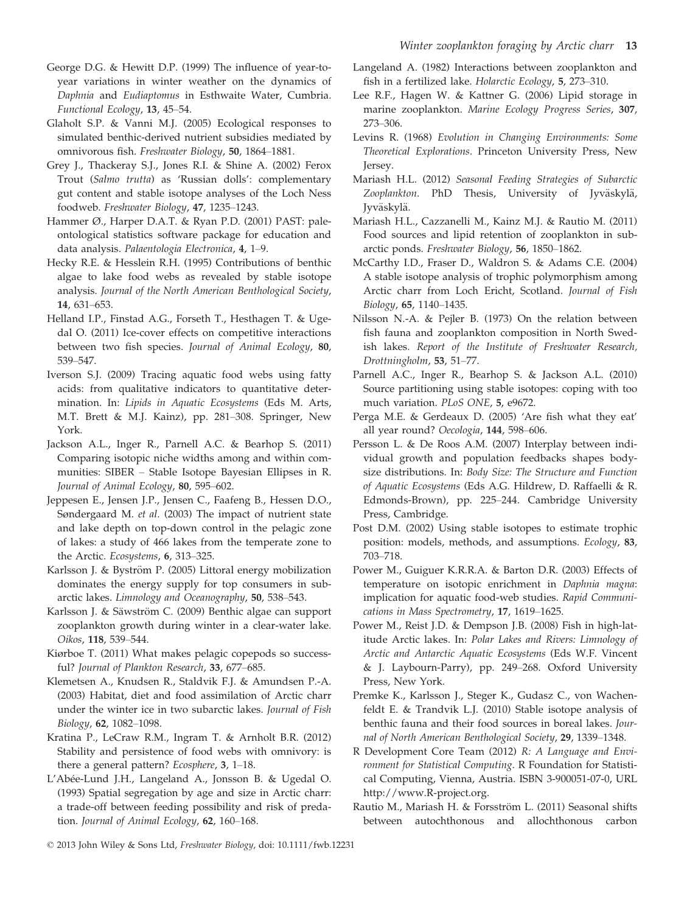George D.G. & Hewitt D.P. (1999) The influence of year-to-year variations in winter weather on the dynamics of *Daphnia* and *Eudiaptomus* in Esthwaite Water, Cumbria. *Functional Ecology*, **13**, 45–54.

Glaholt S.P. & Vanni M.J. (2005) Ecological responses to simulated benthic-derived nutrient subsidies mediated by omnivorous fish. *Freshwater Biology*, **50**, 1864–1881.

Grey J., Thackeray S.J., Jones R.I. & Shine A. (2002) Ferox Trout (*Salmo trutta*) as 'Russian dolls': complementary gut content and stable isotope analyses of the Loch Ness foodweb. *Freshwater Biology*, **47**, 1235–1243.

Hammer Ø., Harper D.A.T. & Ryan P.D. (2001) PAST: paleontological statistics software package for education and data analysis. *Palaeontologia Electronica*, **4**, 1–9.

Hecky R.E. & Hesslein R.H. (1995) Contributions of benthic algae to lake food webs as revealed by stable isotope analysis. *Journal of the North American Benthological Society*, **14**, 631–653.

Helland I.P., Finstad A.G., Forseth T., Hesthagen T. & Ugedal O. (2011) Ice-cover effects on competitive interactions between two fish species. *Journal of Animal Ecology*, **80**, 539–547.

Iverson S.J. (2009) Tracing aquatic food webs using fatty acids: from qualitative indicators to quantitative determination. In: *Lipids in Aquatic Ecosystems* (Eds M. Arts, M.T. Brett & M.J. Kainz), pp. 281–308. Springer, New York.

Jackson A.L., Inger R., Parnell A.C. & Bearhop S. (2011) Comparing isotopic niche widths among and within communities: SIBER – Stable Isotope Bayesian Ellipses in R. *Journal of Animal Ecology*, **80**, 595–602.

Jeppesen E., Jensen J.P., Jensen C., Faafeng B., Hessen D.O., Søndergaard M. *et al.* (2003) The impact of nutrient state and lake depth on top-down control in the pelagic zone of lakes: a study of 466 lakes from the temperate zone to the Arctic. *Ecosystems*, **6**, 313–325.

Karlsson J. & Byström P. (2005) Littoral energy mobilization dominates the energy supply for top consumers in subarctic lakes. *Limnology and Oceanography*, **50**, 538–543.

Karlsson J. & Säwström C. (2009) Benthic algae can support zooplankton growth during winter in a clear-water lake. *Oikos*, **118**, 539–544.

Kiørboe T. (2011) What makes pelagic copepods so successful? *Journal of Plankton Research*, **33**, 677–685.

Klemetsen A., Knudsen R., Staldvik F.J. & Amundsen P.-A. (2003) Habitat, diet and food assimilation of Arctic charr under the winter ice in two subarctic lakes. *Journal of Fish Biology*, **62**, 1082–1098.

Kratina P., LeCraw R.M., Ingram T. & Arnholt B.R. (2012) Stability and persistence of food webs with omnivory: is there a general pattern? *Ecosphere*, **3**, 1–18.

L'Abée-Lund J.H., Langeland A., Jonsson B. & Ugedal O. (1993) Spatial segregation by age and size in Arctic charr: a trade-off between feeding possibility and risk of predation. *Journal of Animal Ecology*, **62**, 160–168.

Langeland A. (1982) Interactions between zooplankton and fish in a fertilized lake. *Holarctic Ecology*, **5**, 273–310.

Lee R.F., Hagen W. & Kattner G. (2006) Lipid storage in marine zooplankton. *Marine Ecology Progress Series*, **307**, 273–306.

Levins R. (1968) *Evolution in Changing Environments: Some Theoretical Explorations*. Princeton University Press, New Jersey.

Mariash H.L. (2012) *Seasonal Feeding Strategies of Subarctic Zooplankton*. PhD Thesis, University of Jyväskylä, Jyväskylä.

Mariash H.L., Cazzanelli M., Kainz M.J. & Rautio M. (2011) Food sources and lipid retention of zooplankton in subarctic ponds. *Freshwater Biology*, **56**, 1850–1862.

McCarthy I.D., Fraser D., Waldron S. & Adams C.E. (2004) A stable isotope analysis of trophic polymorphism among Arctic charr from Loch Ericht, Scotland. *Journal of Fish Biology*, **65**, 1140–1435.

Nilsson N.-A. & Pejler B. (1973) On the relation between fish fauna and zooplankton composition in North Swedish lakes. *Report of the Institute of Freshwater Research, Drottningholm*, **53**, 51–77.

Parnell A.C., Inger R., Bearhop S. & Jackson A.L. (2010) Source partitioning using stable isotopes: coping with too much variation. *PLoS ONE*, **5**, e9672.

Perga M.E. & Gerdeaux D. (2005) 'Are fish what they eat' all year round? *Oecologia*, **144**, 598–606.

Persson L. & De Roos A.M. (2007) Interplay between individual growth and population feedbacks shapes body-size distributions. In: *Body Size: The Structure and Function of Aquatic Ecosystems* (Eds A.G. Hildrew, D. Raffaelli & R. Edmonds-Brown), pp. 225–244. Cambridge University Press, Cambridge.

Post D.M. (2002) Using stable isotopes to estimate trophic position: models, methods, and assumptions. *Ecology*, **83**, 703–718.

Power M., Guiguer K.R.R.A. & Barton D.R. (2003) Effects of temperature on isotopic enrichment in *Daphnia magna*: implication for aquatic food-web studies. *Rapid Communications in Mass Spectrometry*, **17**, 1619–1625.

Power M., Reist J.D. & Dempson J.B. (2008) Fish in high-latitude Arctic lakes. In: *Polar Lakes and Rivers: Limnology of Arctic and Antarctic Aquatic Ecosystems* (Eds W.F. Vincent & J. Laybourn-Parry), pp. 249–268. Oxford University Press, New York.

Premke K., Karlsson J., Steger K., Gudasz C., von Wachenfeldt E. & Trandvik L.J. (2010) Stable isotope analysis of benthic fauna and their food sources in boreal lakes. *Journal of North American Benthological Society*, **29**, 1339–1348.

R Development Core Team (2012) *R: A Language and Environment for Statistical Computing*. R Foundation for Statistical Computing, Vienna, Austria. ISBN 3-900051-07-0, URL http://www.R-project.org.

Rautio M., Mariash H. & Forsström L. (2011) Seasonal shifts between autochthonous and allochthonous carbon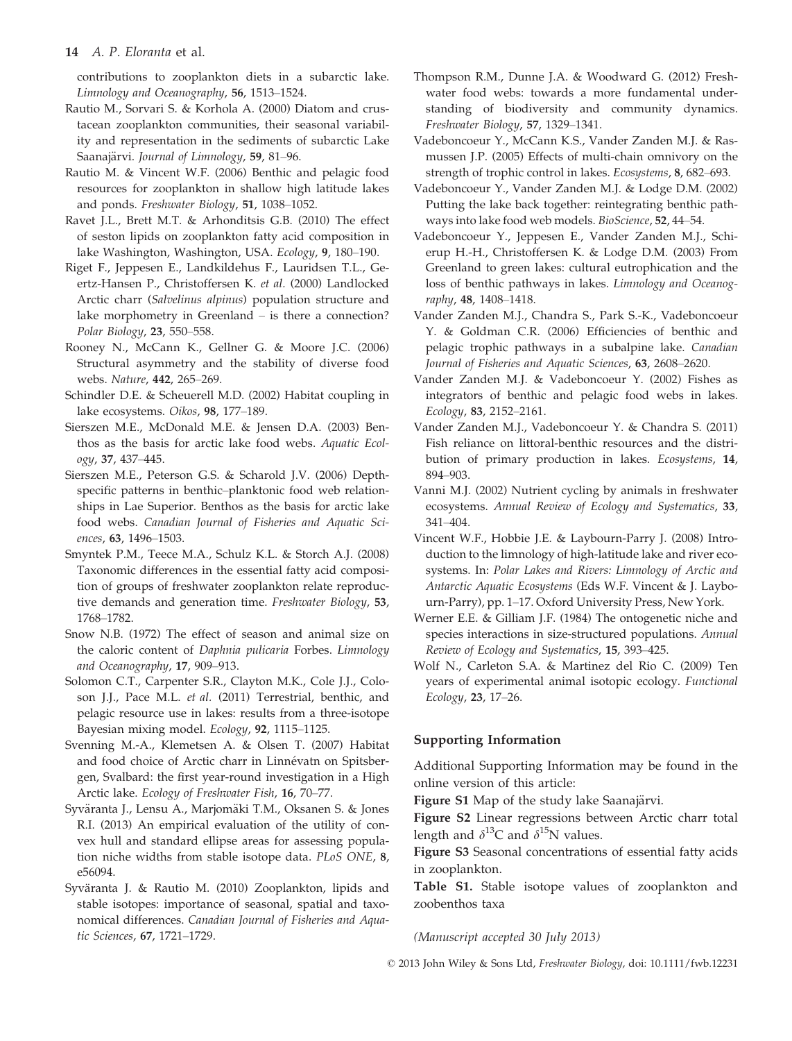contributions to zooplankton diets in a subarctic lake. *Limnology and Oceanography*, **56**, 1513–1524.

Rautio M., Sorvari S. & Korhola A. (2000) Diatom and crustacean zooplankton communities, their seasonal variability and representation in the sediments of subarctic Lake Saanajärvi. *Journal of Limnology*, **59**, 81–96.

Rautio M. & Vincent W.F. (2006) Benthic and pelagic food resources for zooplankton in shallow high latitude lakes and ponds. *Freshwater Biology*, **51**, 1038–1052.

Ravet J.L., Brett M.T. & Arhonditsis G.B. (2010) The effect of seston lipids on zooplankton fatty acid composition in lake Washington, Washington, USA. *Ecology*, **9**, 180–190.

Riget F., Jeppesen E., Landkildehus F., Lauridsen T.L., Geertz-Hansen P., Christoffersen K. *et al.* (2000) Landlocked Arctic charr (*Salvelinus alpinus*) population structure and lake morphometry in Greenland – is there a connection? *Polar Biology*, **23**, 550–558.

Rooney N., McCann K., Gellner G. & Moore J.C. (2006) Structural asymmetry and the stability of diverse food webs. *Nature*, **442**, 265–269.

Schindler D.E. & Scheuerell M.D. (2002) Habitat coupling in lake ecosystems. *Oikos*, **98**, 177–189.

Sierszen M.E., McDonald M.E. & Jensen D.A. (2003) Benthos as the basis for arctic lake food webs. *Aquatic Ecology*, **37**, 437–445.

Sierszen M.E., Peterson G.S. & Scharold J.V. (2006) Depth-specific patterns in benthic–planktonic food web relationships in Lae Superior. Benthos as the basis for arctic lake food webs. *Canadian Journal of Fisheries and Aquatic Sciences*, **63**, 1496–1503.

Smyntek P.M., Teece M.A., Schulz K.L. & Storch A.J. (2008) Taxonomic differences in the essential fatty acid composition of groups of freshwater zooplankton relate reproductive demands and generation time. *Freshwater Biology*, **53**, 1768–1782.

Snow N.B. (1972) The effect of season and animal size on the caloric content of *Daphnia pulicaria* Forbes. *Limnology and Oceanography*, **17**, 909–913.

Solomon C.T., Carpenter S.R., Clayton M.K., Cole J.J., Coloson J.J., Pace M.L. *et al.* (2011) Terrestrial, benthic, and pelagic resource use in lakes: results from a three-isotope Bayesian mixing model. *Ecology*, **92**, 1115–1125.

Svenning M.-A., Klemetsen A. & Olsen T. (2007) Habitat and food choice of Arctic charr in Linnévatn on Spitsbergen, Svalbard: the first year-round investigation in a High Arctic lake. *Ecology of Freshwater Fish*, **16**, 70–77.

Syväranta J., Lensu A., Marjomäki T.M., Oksanen S. & Jones R.I. (2013) An empirical evaluation of the utility of convex hull and standard ellipse areas for assessing population niche widths from stable isotope data. *PLoS ONE*, **8**, e56094.

Syväranta J. & Rautio M. (2010) Zooplankton, lipids and stable isotopes: importance of seasonal, spatial and taxonomical differences. *Canadian Journal of Fisheries and Aquatic Sciences*, **67**, 1721–1729.

Thompson R.M., Dunne J.A. & Woodward G. (2012) Freshwater food webs: towards a more fundamental understanding of biodiversity and community dynamics. *Freshwater Biology*, **57**, 1329–1341.

Vadeboncoeur Y., McCann K.S., Vander Zanden M.J. & Rasmussen J.P. (2005) Effects of multi-chain omnivory on the strength of trophic control in lakes. *Ecosystems*, **8**, 682–693.

Vadeboncoeur Y., Vander Zanden M.J. & Lodge D.M. (2002) Putting the lake back together: reintegrating benthic pathways into lake food web models. *BioScience*, **52**, 44–54.

Vadeboncoeur Y., Jeppesen E., Vander Zanden M.J., Schierup H.-H., Christoffersen K. & Lodge D.M. (2003) From Greenland to green lakes: cultural eutrophication and the loss of benthic pathways in lakes. *Limnology and Oceanography*, **48**, 1408–1418.

Vander Zanden M.J., Chandra S., Park S.-K., Vadeboncoeur Y. & Goldman C.R. (2006) Efficiencies of benthic and pelagic trophic pathways in a subalpine lake. *Canadian Journal of Fisheries and Aquatic Sciences*, **63**, 2608–2620.

Vander Zanden M.J. & Vadeboncoeur Y. (2002) Fishes as integrators of benthic and pelagic food webs in lakes. *Ecology*, **83**, 2152–2161.

Vander Zanden M.J., Vadeboncoeur Y. & Chandra S. (2011) Fish reliance on littoral-benthic resources and the distribution of primary production in lakes. *Ecosystems*, **14**, 894–903.

Vanni M.J. (2002) Nutrient cycling by animals in freshwater ecosystems. *Annual Review of Ecology and Systematics*, **33**, 341–404.

Vincent W.F., Hobbie J.E. & Laybourn-Parry J. (2008) Introduction to the limnology of high-latitude lake and river ecosystems. In: *Polar Lakes and Rivers: Limnology of Arctic and Antarctic Aquatic Ecosystems* (Eds W.F. Vincent & J. Laybourn-Parry), pp. 1–17. Oxford University Press, New York.

Werner E.E. & Gilliam J.F. (1984) The ontogenetic niche and species interactions in size-structured populations. *Annual Review of Ecology and Systematics*, **15**, 393–425.

Wolf N., Carleton S.A. & Martinez del Rio C. (2009) Ten years of experimental animal isotopic ecology. *Functional Ecology*, **23**, 17–26.

### Supporting Information

Additional Supporting Information may be found in the online version of this article:

**Figure S1** Map of the study lake Saanajärvi.

**Figure S2** Linear regressions between Arctic charr total length and $\delta^{13}$C and $\delta^{15}$N values.

**Figure S3** Seasonal concentrations of essential fatty acids in zooplankton.

**Table S1.** Stable isotope values of zooplankton and zoobenthos taxa

*(Manuscript accepted 30 July 2013)*